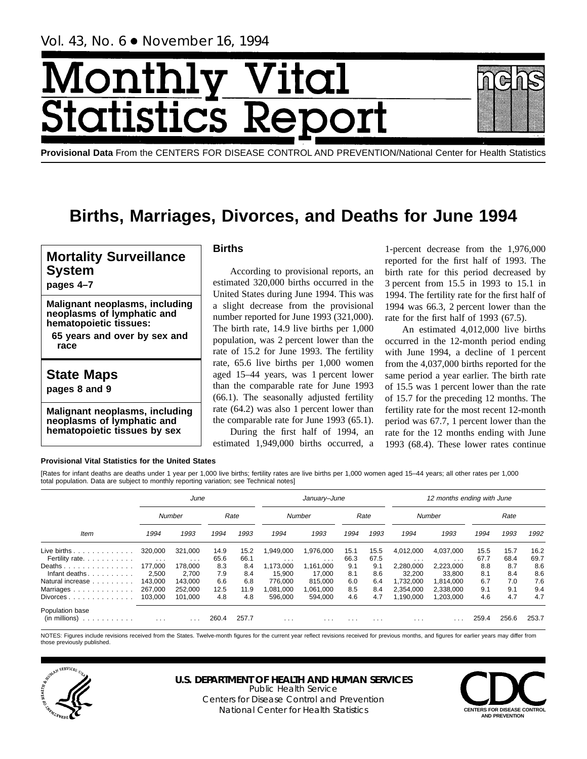Vol. 43, No. 6 • November 16, 1994

# Monthly Vital Statistics Report

**Provisional Data** From the CENTERS FOR DISEASE CONTROL AND PREVENTION/National Center for Health Statistics

# Births, Marriages, Divorces, and Deaths for June 1994

**Mortality Surveillance System**
**pages 4–7**

**Malignant neoplasms, including neoplasms of lymphatic and hematopoietic tissues:**
**65 years and over by sex and race**

**State Maps**
**pages 8 and 9**

**Malignant neoplasms, including neoplasms of lymphatic and hematopoietic tissues by sex**

## Births

According to provisional reports, an estimated 320,000 births occurred in the United States during June 1994. This was a slight decrease from the provisional number reported for June 1993 (321,000). The birth rate, 14.9 live births per 1,000 population, was 2 percent lower than the rate of 15.2 for June 1993. The fertility rate, 65.6 live births per 1,000 women aged 15–44 years, was 1 percent lower than the comparable rate for June 1993 (66.1). The seasonally adjusted fertility rate (64.2) was also 1 percent lower than the comparable rate for June 1993 (65.1).

During the first half of 1994, an estimated 1,949,000 births occurred, a 1-percent decrease from the 1,976,000 reported for the first half of 1993. The birth rate for this period decreased by 3 percent from 15.5 in 1993 to 15.1 in 1994. The fertility rate for the first half of 1994 was 66.3, 2 percent lower than the rate for the first half of 1993 (67.5).

An estimated 4,012,000 live births occurred in the 12-month period ending with June 1994, a decline of 1 percent from the 4,037,000 births reported for the same period a year earlier. The birth rate of 15.5 was 1 percent lower than the rate of 15.7 for the preceding 12 months. The fertility rate for the most recent 12-month period was 67.7, 1 percent lower than the rate for the 12 months ending with June 1993 (68.4). These lower rates continue

**Provisional Vital Statistics for the United States**

[Rates for infant deaths are deaths under 1 year per 1,000 live births; fertility rates are live births per 1,000 women aged 15–44 years; all other rates per 1,000 total population. Data are subject to monthly reporting variation; see Technical notes]

| Item | June | | | | January–June | | | | 12 months ending with June | | | | |
|---|---|---|---|---|---|---|---|---|---|---|---|---|---|
| | Number | | Rate | | Number | | Rate | | Number | | Rate | | |
| | 1994 | 1993 | 1994 | 1993 | 1994 | 1993 | 1994 | 1993 | 1994 | 1993 | 1994 | 1993 | 1992 |
| Live births | 320,000 | 321,000 | 14.9 | 15.2 | 1,949,000 | 1,976,000 | 15.1 | 15.5 | 4,012,000 | 4,037,000 | 15.5 | 15.7 | 16.2 |
| Fertility rate | . . . | . . . | 65.6 | 66.1 | . . . | . . . | 66.3 | 67.5 | . . . | . . . | 67.7 | 68.4 | 69.7 |
| Deaths | 177,000 | 178,000 | 8.3 | 8.4 | 1,173,000 | 1,161,000 | 9.1 | 9.1 | 2,280,000 | 2,223,000 | 8.8 | 8.7 | 8.6 |
| Infant deaths | 2,500 | 2,700 | 7.9 | 8.4 | 15,900 | 17,000 | 8.1 | 8.6 | 32,200 | 33,800 | 8.1 | 8.4 | 8.6 |
| Natural increase | 143,000 | 143,000 | 6.6 | 6.8 | 776,000 | 815,000 | 6.0 | 6.4 | 1,732,000 | 1,814,000 | 6.7 | 7.0 | 7.6 |
| Marriages | 267,000 | 252,000 | 12.5 | 11.9 | 1,081,000 | 1,061,000 | 8.5 | 8.4 | 2,354,000 | 2,338,000 | 9.1 | 9.1 | 9.4 |
| Divorces | 103,000 | 101,000 | 4.8 | 4.8 | 596,000 | 594,000 | 4.6 | 4.7 | 1,190,000 | 1,203,000 | 4.6 | 4.7 | 4.7 |
| Population base (in millions) | . . . | . . . | 260.4 | 257.7 | . . . | . . . | . . . | . . . | . . . | . . . | 259.4 | 256.6 | 253.7 |

NOTES: Figures include revisions received from the States. Twelve-month figures for the current year reflect revisions received for previous months, and figures for earlier years may differ from those previously published.

**U.S. DEPARTMENT OF HEALTH AND HUMAN SERVICES**
Public Health Service
Centers for Disease Control and Prevention
National Center for Health Statistics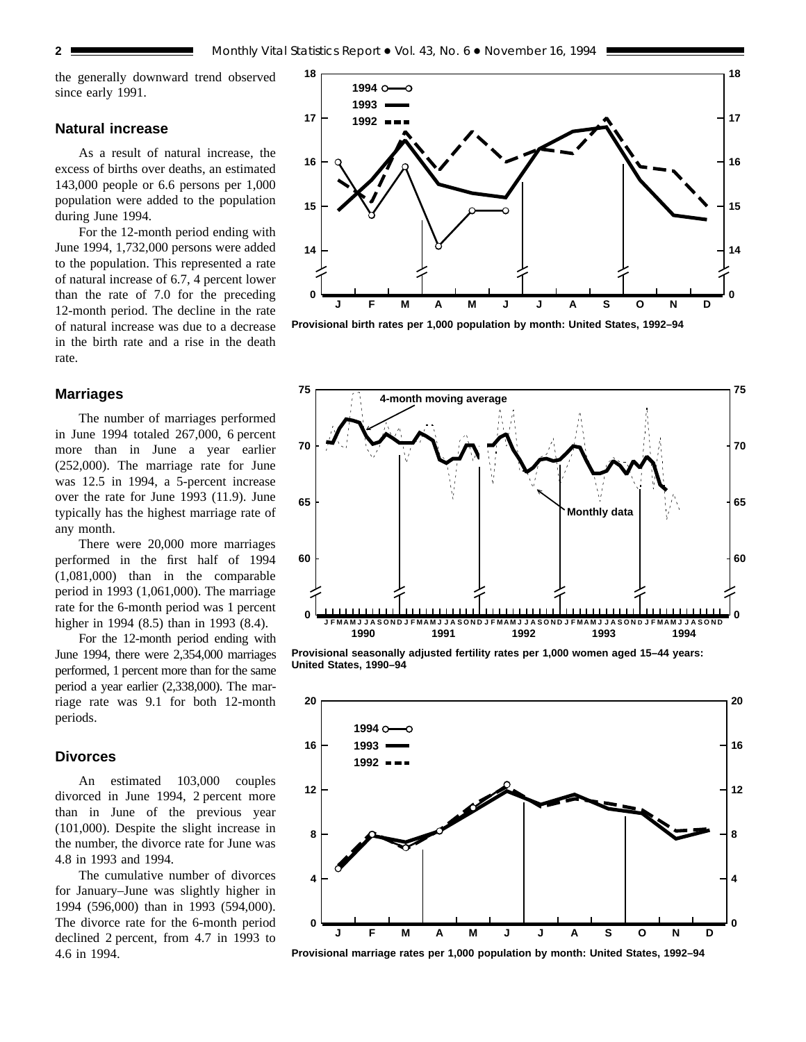the generally downward trend observed since early 1991.

## Natural increase

As a result of natural increase, the excess of births over deaths, an estimated 143,000 people or 6.6 persons per 1,000 population were added to the population during June 1994.

For the 12-month period ending with June 1994, 1,732,000 persons were added to the population. This represented a rate of natural increase of 6.7, 4 percent lower than the rate of 7.0 for the preceding 12-month period. The decline in the rate of natural increase was due to a decrease in the birth rate and a rise in the death rate.

## Marriages

The number of marriages performed in June 1994 totaled 267,000, 6 percent more than in June a year earlier (252,000). The marriage rate for June was 12.5 in 1994, a 5-percent increase over the rate for June 1993 (11.9). June typically has the highest marriage rate of any month.

There were 20,000 more marriages performed in the first half of 1994 (1,081,000) than in the comparable period in 1993 (1,061,000). The marriage rate for the 6-month period was 1 percent higher in 1994 (8.5) than in 1993 (8.4).

For the 12-month period ending with June 1994, there were 2,354,000 marriages performed, 1 percent more than for the same period a year earlier (2,338,000). The marriage rate was 9.1 for both 12-month periods.

## Divorces

An estimated 103,000 couples divorced in June 1994, 2 percent more than in June of the previous year (101,000). Despite the slight increase in the number, the divorce rate for June was 4.8 in 1993 and 1994.

The cumulative number of divorces for January–June was slightly higher in 1994 (596,000) than in 1993 (594,000). The divorce rate for the 6-month period declined 2 percent, from 4.7 in 1993 to 4.6 in 1994.

**Provisional birth rates per 1,000 population by month: United States, 1992–94**

**Provisional seasonally adjusted fertility rates per 1,000 women aged 15–44 years: United States, 1990–94**

**Provisional marriage rates per 1,000 population by month: United States, 1992–94**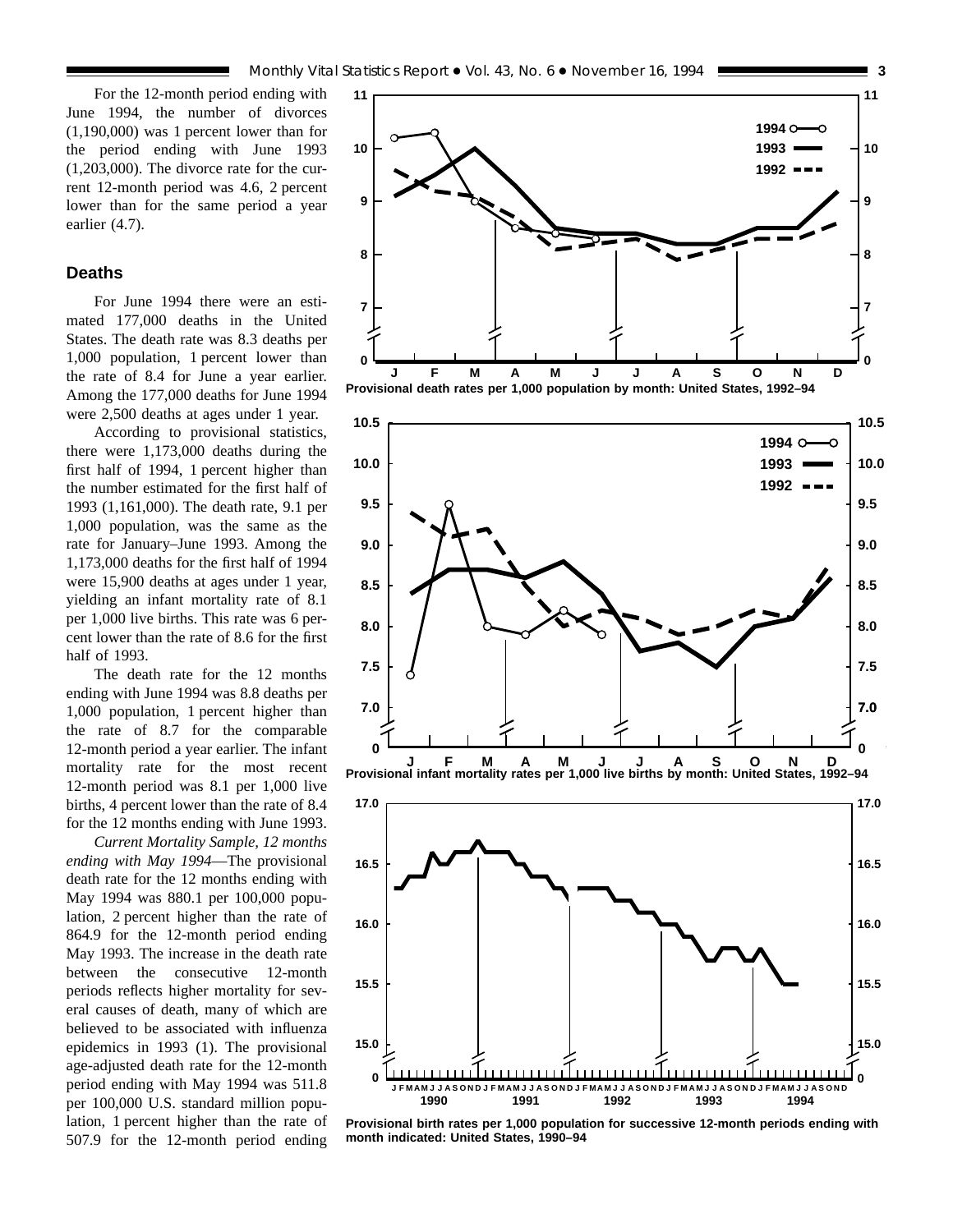For the 12-month period ending with June 1994, the number of divorces (1,190,000) was 1 percent lower than for the period ending with June 1993 (1,203,000). The divorce rate for the current 12-month period was 4.6, 2 percent lower than for the same period a year earlier (4.7).

## Deaths

For June 1994 there were an estimated 177,000 deaths in the United States. The death rate was 8.3 deaths per 1,000 population, 1 percent lower than the rate of 8.4 for June a year earlier. Among the 177,000 deaths for June 1994 were 2,500 deaths at ages under 1 year.

According to provisional statistics, there were 1,173,000 deaths during the first half of 1994, 1 percent higher than the number estimated for the first half of 1993 (1,161,000). The death rate, 9.1 per 1,000 population, was the same as the rate for January–June 1993. Among the 1,173,000 deaths for the first half of 1994 were 15,900 deaths at ages under 1 year, yielding an infant mortality rate of 8.1 per 1,000 live births. This rate was 6 percent lower than the rate of 8.6 for the first half of 1993.

The death rate for the 12 months ending with June 1994 was 8.8 deaths per 1,000 population, 1 percent higher than the rate of 8.7 for the comparable 12-month period a year earlier. The infant mortality rate for the most recent 12-month period was 8.1 per 1,000 live births, 4 percent lower than the rate of 8.4 for the 12 months ending with June 1993.

*Current Mortality Sample, 12 months ending with May 1994*—The provisional death rate for the 12 months ending with May 1994 was 880.1 per 100,000 population, 2 percent higher than the rate of 864.9 for the 12-month period ending May 1993. The increase in the death rate between the consecutive 12-month periods reflects higher mortality for several causes of death, many of which are believed to be associated with influenza epidemics in 1993 (1). The provisional age-adjusted death rate for the 12-month period ending with May 1994 was 511.8 per 100,000 U.S. standard million population, 1 percent higher than the rate of 507.9 for the 12-month period ending

**Provisional death rates per 1,000 population by month: United States, 1992–94**

**Provisional infant mortality rates per 1,000 live births by month: United States, 1992–94**

**Provisional birth rates per 1,000 population for successive 12-month periods ending with month indicated: United States, 1990–94**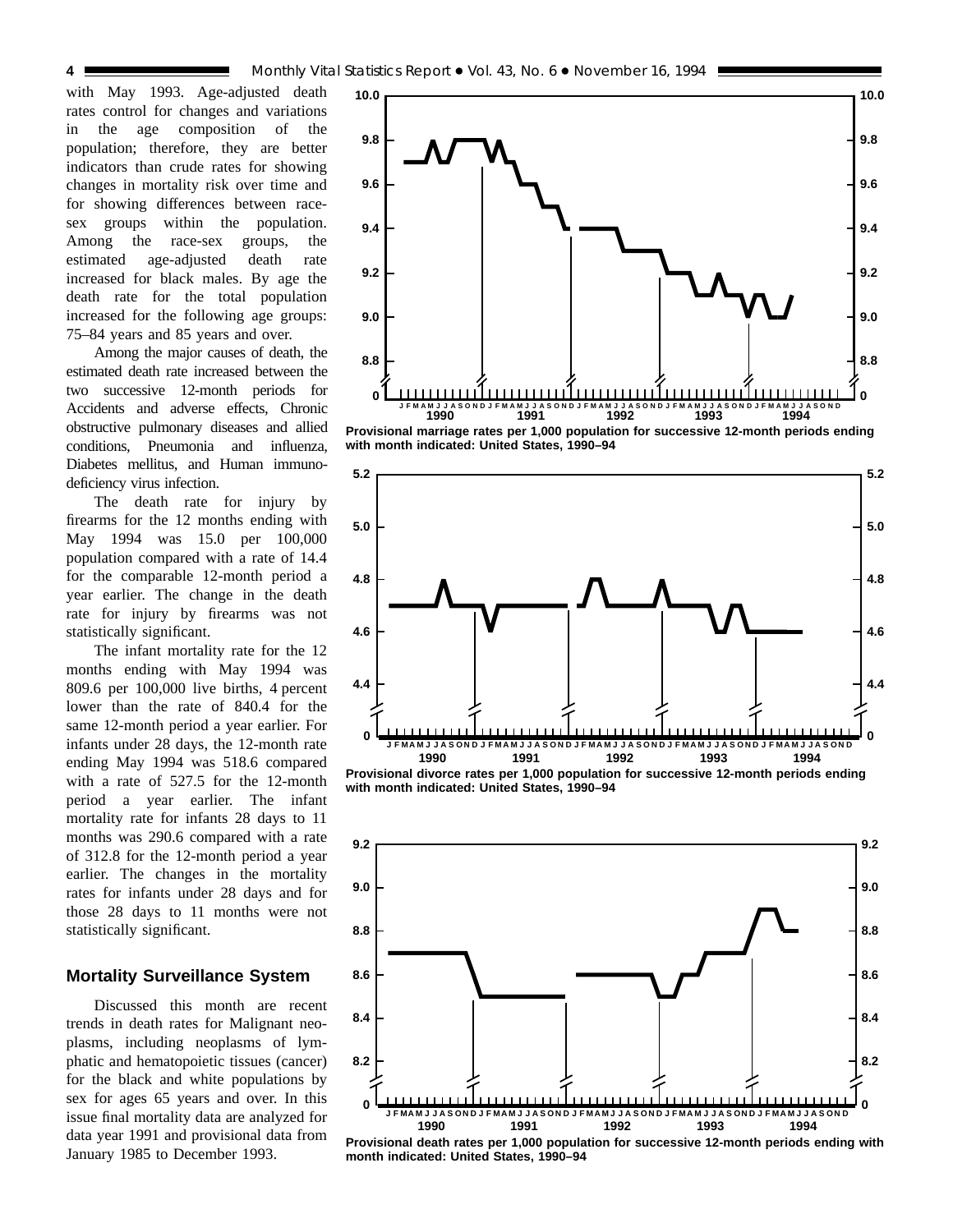with May 1993. Age-adjusted death rates control for changes and variations in the age composition of the population; therefore, they are better indicators than crude rates for showing changes in mortality risk over time and for showing differences between race-sex groups within the population. Among the race-sex groups, the estimated age-adjusted death rate increased for black males. By age the death rate for the total population increased for the following age groups: 75–84 years and 85 years and over.

Among the major causes of death, the estimated death rate increased between the two successive 12-month periods for Accidents and adverse effects, Chronic obstructive pulmonary diseases and allied conditions, Pneumonia and influenza, Diabetes mellitus, and Human immunodeficiency virus infection.

The death rate for injury by firearms for the 12 months ending with May 1994 was 15.0 per 100,000 population compared with a rate of 14.4 for the comparable 12-month period a year earlier. The change in the death rate for injury by firearms was not statistically significant.

The infant mortality rate for the 12 months ending with May 1994 was 809.6 per 100,000 live births, 4 percent lower than the rate of 840.4 for the same 12-month period a year earlier. For infants under 28 days, the 12-month rate ending May 1994 was 518.6 compared with a rate of 527.5 for the 12-month period a year earlier. The infant mortality rate for infants 28 days to 11 months was 290.6 compared with a rate of 312.8 for the 12-month period a year earlier. The changes in the mortality rates for infants under 28 days and for those 28 days to 11 months were not statistically significant.

### Mortality Surveillance System

Discussed this month are recent trends in death rates for Malignant neoplasms, including neoplasms of lymphatic and hematopoietic tissues (cancer) for the black and white populations by sex for ages 65 years and over. In this issue final mortality data are analyzed for data year 1991 and provisional data from January 1985 to December 1993.

**Provisional marriage rates per 1,000 population for successive 12-month periods ending with month indicated: United States, 1990–94**

**Provisional divorce rates per 1,000 population for successive 12-month periods ending with month indicated: United States, 1990–94**

**Provisional death rates per 1,000 population for successive 12-month periods ending with month indicated: United States, 1990–94**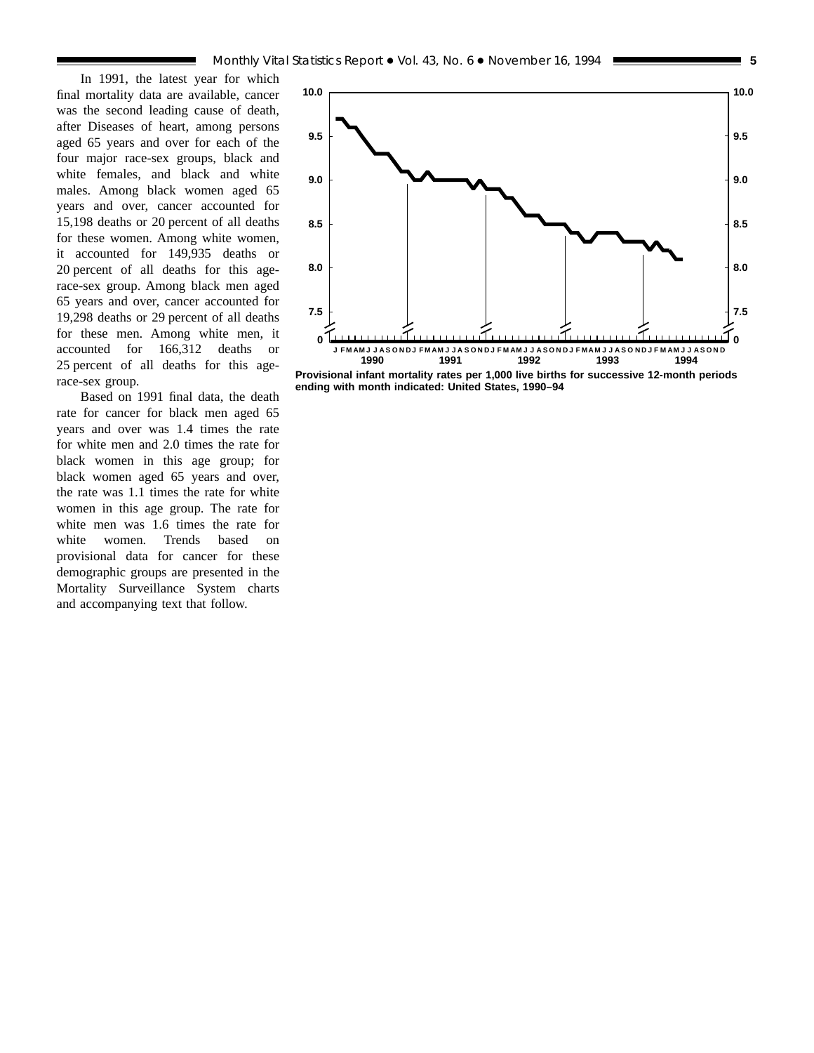In 1991, the latest year for which final mortality data are available, cancer was the second leading cause of death, after Diseases of heart, among persons aged 65 years and over for each of the four major race-sex groups, black and white females, and black and white males. Among black women aged 65 years and over, cancer accounted for 15,198 deaths or 20 percent of all deaths for these women. Among white women, it accounted for 149,935 deaths or 20 percent of all deaths for this age-race-sex group. Among black men aged 65 years and over, cancer accounted for 19,298 deaths or 29 percent of all deaths for these men. Among white men, it accounted for 166,312 deaths or 25 percent of all deaths for this age-race-sex group.

Based on 1991 final data, the death rate for cancer for black men aged 65 years and over was 1.4 times the rate for white men and 2.0 times the rate for black women in this age group; for black women aged 65 years and over, the rate was 1.1 times the rate for white women in this age group. The rate for white men was 1.6 times the rate for white women. Trends based on provisional data for cancer for these demographic groups are presented in the Mortality Surveillance System charts and accompanying text that follow.

**Provisional infant mortality rates per 1,000 live births for successive 12-month periods ending with month indicated: United States, 1990–94**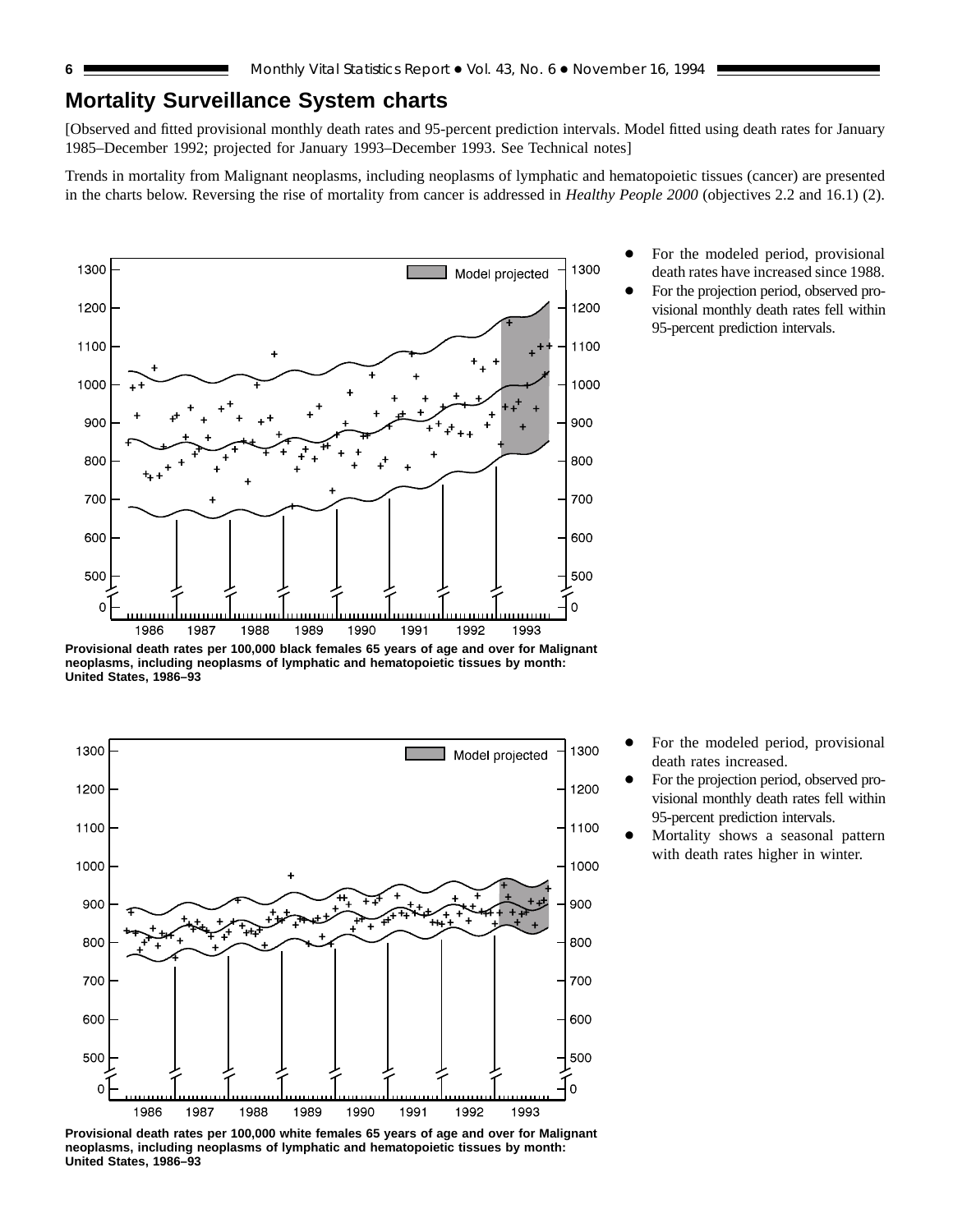## Mortality Surveillance System charts

[Observed and fitted provisional monthly death rates and 95-percent prediction intervals. Model fitted using death rates for January 1985–December 1992; projected for January 1993–December 1993. See Technical notes]

Trends in mortality from Malignant neoplasms, including neoplasms of lymphatic and hematopoietic tissues (cancer) are presented in the charts below. Reversing the rise of mortality from cancer is addressed in *Healthy People 2000* (objectives 2.2 and 16.1) (2).

**Provisional death rates per 100,000 black females 65 years of age and over for Malignant neoplasms, including neoplasms of lymphatic and hematopoietic tissues by month: United States, 1986–93**

- For the modeled period, provisional death rates have increased since 1988.
- For the projection period, observed provisional monthly death rates fell within 95-percent prediction intervals.

**Provisional death rates per 100,000 white females 65 years of age and over for Malignant neoplasms, including neoplasms of lymphatic and hematopoietic tissues by month: United States, 1986–93**

- For the modeled period, provisional death rates increased.
- For the projection period, observed provisional monthly death rates fell within 95-percent prediction intervals.
- Mortality shows a seasonal pattern with death rates higher in winter.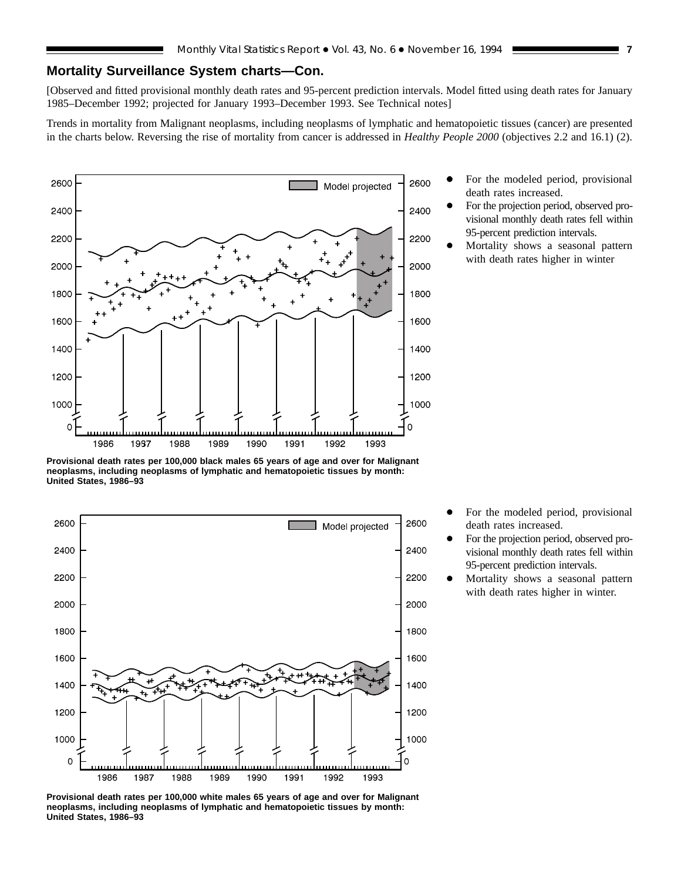## Mortality Surveillance System charts—Con.

[Observed and fitted provisional monthly death rates and 95-percent prediction intervals. Model fitted using death rates for January 1985–December 1992; projected for January 1993–December 1993. See Technical notes]

Trends in mortality from Malignant neoplasms, including neoplasms of lymphatic and hematopoietic tissues (cancer) are presented in the charts below. Reversing the rise of mortality from cancer is addressed in *Healthy People 2000* (objectives 2.2 and 16.1) (2).

- For the modeled period, provisional death rates increased.
- For the projection period, observed provisional monthly death rates fell within 95-percent prediction intervals.
- Mortality shows a seasonal pattern with death rates higher in winter

**Provisional death rates per 100,000 black males 65 years of age and over for Malignant neoplasms, including neoplasms of lymphatic and hematopoietic tissues by month: United States, 1986–93**

- For the modeled period, provisional death rates increased.
- For the projection period, observed provisional monthly death rates fell within 95-percent prediction intervals.
- Mortality shows a seasonal pattern with death rates higher in winter.

**Provisional death rates per 100,000 white males 65 years of age and over for Malignant neoplasms, including neoplasms of lymphatic and hematopoietic tissues by month: United States, 1986–93**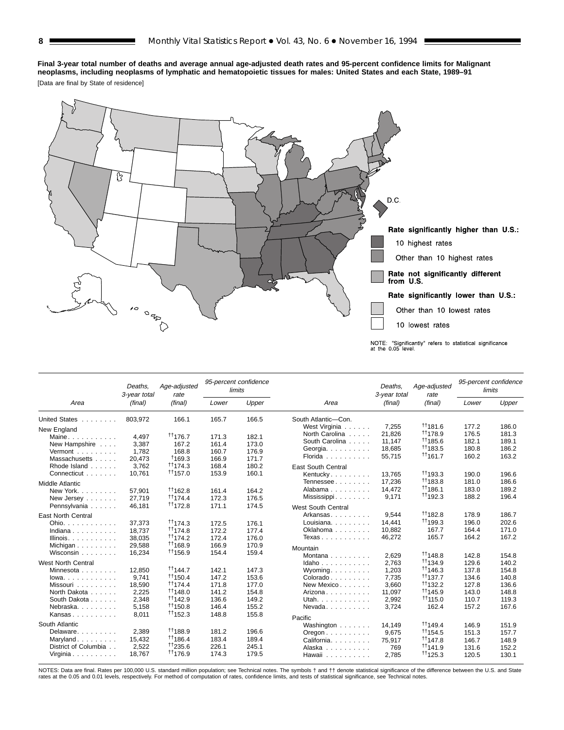**Final 3-year total number of deaths and average annual age-adjusted death rates and 95-percent confidence limits for Malignant neoplasms, including neoplasms of lymphatic and hematopoietic tissues for males: United States and each State, 1989–91**

[Data are final by State of residence]

Rate significantly higher than U.S.:

- 10 highest rates
- Other than 10 highest rates

Rate not significantly different from U.S.

Rate significantly lower than U.S.:

- Other than 10 lowest rates
- 10 lowest rates

NOTE: "Significantly" refers to statistical significance at the 0.05 level.

| Area | Deaths, 3-year total (final) | Age-adjusted rate (final) | 95-percent confidence limits | |
|---|---|---|---|---|
| | | | Lower | Upper |
| United States | 803,972 | 166.1 | 165.7 | 166.5 |
| **New England** | | | | |
| Maine | 4,497 | ††176.7 | 171.3 | 182.1 |
| New Hampshire | 3,387 | 167.2 | 161.4 | 173.0 |
| Vermont | 1,782 | 168.8 | 160.7 | 176.9 |
| Massachusetts | 20,473 | †169.3 | 166.9 | 171.7 |
| Rhode Island | 3,762 | ††174.3 | 168.4 | 180.2 |
| Connecticut | 10,761 | ††157.0 | 153.9 | 160.1 |
| **Middle Atlantic** | | | | |
| New York | 57,901 | ††162.8 | 161.4 | 164.2 |
| New Jersey | 27,719 | ††174.4 | 172.3 | 176.5 |
| Pennsylvania | 46,181 | ††172.8 | 171.1 | 174.5 |
| **East North Central** | | | | |
| Ohio | 37,373 | ††174.3 | 172.5 | 176.1 |
| Indiana | 18,737 | ††174.8 | 172.2 | 177.4 |
| Illinois | 38,035 | ††174.2 | 172.4 | 176.0 |
| Michigan | 29,588 | ††168.9 | 166.9 | 170.9 |
| Wisconsin | 16,234 | ††156.9 | 154.4 | 159.4 |
| **West North Central** | | | | |
| Minnesota | 12,850 | ††144.7 | 142.1 | 147.3 |
| Iowa | 9,741 | ††150.4 | 147.2 | 153.6 |
| Missouri | 18,590 | ††174.4 | 171.8 | 177.0 |
| North Dakota | 2,225 | ††148.0 | 141.2 | 154.8 |
| South Dakota | 2,348 | ††142.9 | 136.6 | 149.2 |
| Nebraska | 5,158 | ††150.8 | 146.4 | 155.2 |
| Kansas | 8,011 | ††152.3 | 148.8 | 155.8 |
| **South Atlantic** | | | | |
| Delaware | 2,389 | ††188.9 | 181.2 | 196.6 |
| Maryland | 15,432 | ††186.4 | 183.4 | 189.4 |
| District of Columbia | 2,522 | ††235.6 | 226.1 | 245.1 |
| Virginia | 18,767 | ††176.9 | 174.3 | 179.5 |
| **South Atlantic—Con.** | | | | |
| West Virginia | 7,255 | ††181.6 | 177.2 | 186.0 |
| North Carolina | 21,826 | ††178.9 | 176.5 | 181.3 |
| South Carolina | 11,147 | ††185.6 | 182.1 | 189.1 |
| Georgia | 18,685 | ††183.5 | 180.8 | 186.2 |
| Florida | 55,715 | ††161.7 | 160.2 | 163.2 |
| **East South Central** | | | | |
| Kentucky | 13,765 | ††193.3 | 190.0 | 196.6 |
| Tennessee | 17,236 | ††183.8 | 181.0 | 186.6 |
| Alabama | 14,472 | ††186.1 | 183.0 | 189.2 |
| Mississippi | 9,171 | ††192.3 | 188.2 | 196.4 |
| **West South Central** | | | | |
| Arkansas | 9,544 | ††182.8 | 178.9 | 186.7 |
| Louisiana | 14,441 | ††199.3 | 196.0 | 202.6 |
| Oklahoma | 10,882 | 167.7 | 164.4 | 171.0 |
| Texas | 46,272 | 165.7 | 164.2 | 167.2 |
| **Mountain** | | | | |
| Montana | 2,629 | ††148.8 | 142.8 | 154.8 |
| Idaho | 2,763 | ††134.9 | 129.6 | 140.2 |
| Wyoming | 1,203 | ††146.3 | 137.8 | 154.8 |
| Colorado | 7,735 | ††137.7 | 134.6 | 140.8 |
| New Mexico | 3,660 | ††132.2 | 127.8 | 136.6 |
| Arizona | 11,097 | ††145.9 | 143.0 | 148.8 |
| Utah | 2,992 | ††115.0 | 110.7 | 119.3 |
| Nevada | 3,724 | 162.4 | 157.2 | 167.6 |
| **Pacific** | | | | |
| Washington | 14,149 | ††149.4 | 146.9 | 151.9 |
| Oregon | 9,675 | ††154.5 | 151.3 | 157.7 |
| California | 75,917 | ††147.8 | 146.7 | 148.9 |
| Alaska | 769 | ††141.9 | 131.6 | 152.2 |
| Hawaii | 2,785 | ††125.3 | 120.5 | 130.1 |

NOTES: Data are final. Rates per 100,000 U.S. standard million population; see Technical notes. The symbols † and †† denote statistical significance of the difference between the U.S. and State rates at the 0.05 and 0.01 levels, respectively. For method of computation of rates, confidence limits, and tests of statistical significance, see Technical notes.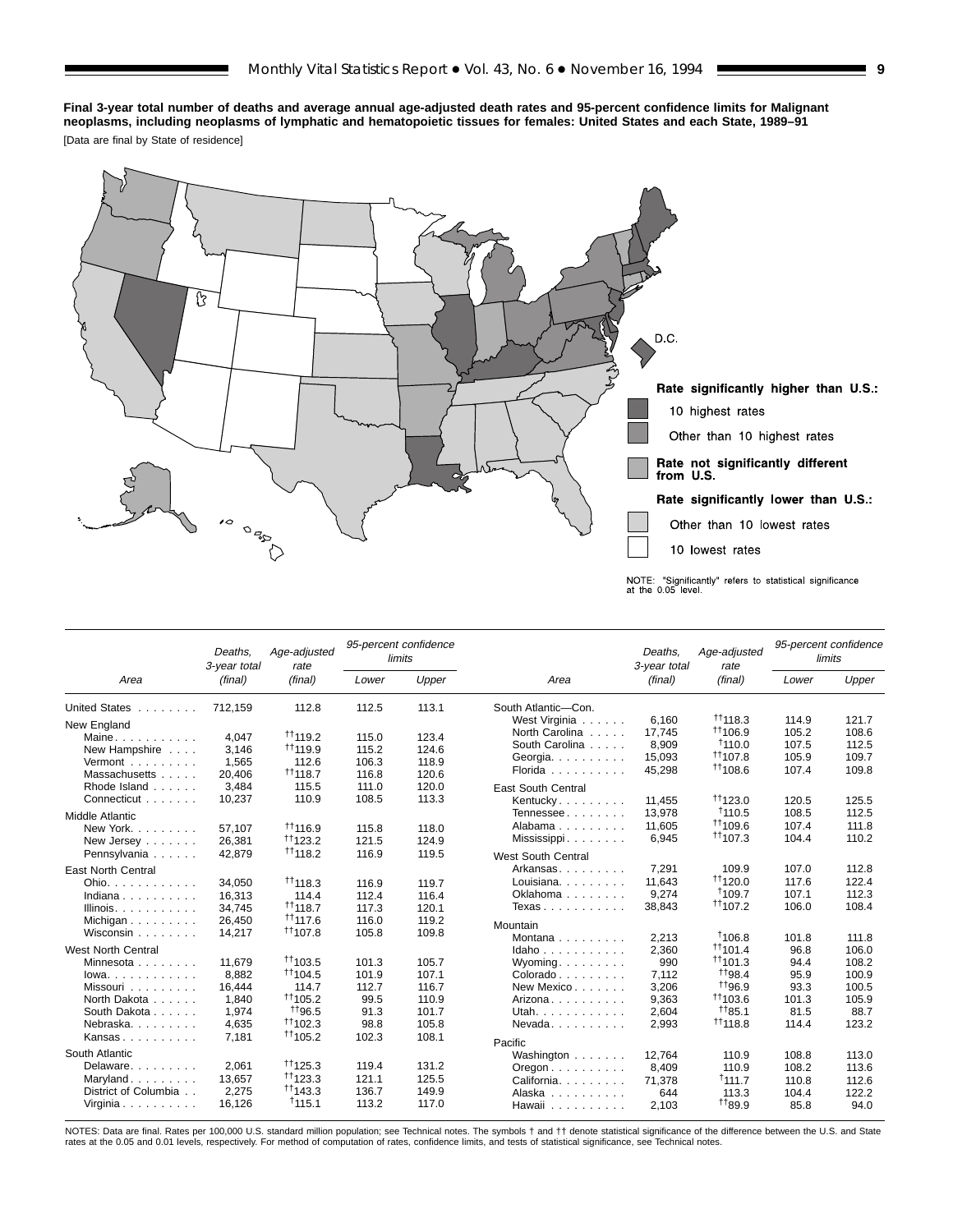**Final 3-year total number of deaths and average annual age-adjusted death rates and 95-percent confidence limits for Malignant neoplasms, including neoplasms of lymphatic and hematopoietic tissues for females: United States and each State, 1989–91**

[Data are final by State of residence]

Rate significantly higher than U.S.:
- 10 highest rates
- Other than 10 highest rates

Rate not significantly different from U.S.

Rate significantly lower than U.S.:
- Other than 10 lowest rates
- 10 lowest rates

NOTE: "Significantly" refers to statistical significance at the 0.05 level.

| Area | Deaths, 3-year total (final) | Age-adjusted rate (final) | 95-percent confidence limits Lower | Upper |
|---|---|---|---|---|
| United States | 712,159 | 112.8 | 112.5 | 113.1 |
| New England | | | | |
| Maine | 4,047 | ††119.2 | 115.0 | 123.4 |
| New Hampshire | 3,146 | ††119.9 | 115.2 | 124.6 |
| Vermont | 1,565 | 112.6 | 106.3 | 118.9 |
| Massachusetts | 20,406 | ††118.7 | 116.8 | 120.6 |
| Rhode Island | 3,484 | 115.5 | 111.0 | 120.0 |
| Connecticut | 10,237 | 110.9 | 108.5 | 113.3 |
| Middle Atlantic | | | | |
| New York | 57,107 | ††116.9 | 115.8 | 118.0 |
| New Jersey | 26,381 | ††123.2 | 121.5 | 124.9 |
| Pennsylvania | 42,879 | ††118.2 | 116.9 | 119.5 |
| East North Central | | | | |
| Ohio | 34,050 | ††118.3 | 116.9 | 119.7 |
| Indiana | 16,313 | 114.4 | 112.4 | 116.4 |
| Illinois | 34,745 | ††118.7 | 117.3 | 120.1 |
| Michigan | 26,450 | ††117.6 | 116.0 | 119.2 |
| Wisconsin | 14,217 | ††107.8 | 105.8 | 109.8 |
| West North Central | | | | |
| Minnesota | 11,679 | ††103.5 | 101.3 | 105.7 |
| Iowa | 8,882 | ††104.5 | 101.9 | 107.1 |
| Missouri | 16,444 | 114.7 | 112.7 | 116.7 |
| North Dakota | 1,840 | ††105.2 | 99.5 | 110.9 |
| South Dakota | 1,974 | ††96.5 | 91.3 | 101.7 |
| Nebraska | 4,635 | ††102.3 | 98.8 | 105.8 |
| Kansas | 7,181 | ††105.2 | 102.3 | 108.1 |
| South Atlantic | | | | |
| Delaware | 2,061 | ††125.3 | 119.4 | 131.2 |
| Maryland | 13,657 | ††123.3 | 121.1 | 125.5 |
| District of Columbia | 2,275 | ††143.3 | 136.7 | 149.9 |
| Virginia | 16,126 | †115.1 | 113.2 | 117.0 |
| South Atlantic—Con. | | | | |
| West Virginia | 6,160 | ††118.3 | 114.9 | 121.7 |
| North Carolina | 17,745 | ††106.9 | 105.2 | 108.6 |
| South Carolina | 8,909 | †110.0 | 107.5 | 112.5 |
| Georgia | 15,093 | ††107.8 | 105.9 | 109.7 |
| Florida | 45,298 | ††108.6 | 107.4 | 109.8 |
| East South Central | | | | |
| Kentucky | 11,455 | ††123.0 | 120.5 | 125.5 |
| Tennessee | 13,978 | †110.5 | 108.5 | 112.5 |
| Alabama | 11,605 | ††109.6 | 107.4 | 111.8 |
| Mississippi | 6,945 | ††107.3 | 104.4 | 110.2 |
| West South Central | | | | |
| Arkansas | 7,291 | 109.9 | 107.0 | 112.8 |
| Louisiana | 11,643 | ††120.0 | 117.6 | 122.4 |
| Oklahoma | 9,274 | †109.7 | 107.1 | 112.3 |
| Texas | 38,843 | ††107.2 | 106.0 | 108.4 |
| Mountain | | | | |
| Montana | 2,213 | †106.8 | 101.8 | 111.8 |
| Idaho | 2,360 | ††101.4 | 96.8 | 106.0 |
| Wyoming | 990 | ††101.3 | 94.4 | 108.2 |
| Colorado | 7,112 | ††98.4 | 95.9 | 100.9 |
| New Mexico | 3,206 | ††96.9 | 93.3 | 100.5 |
| Arizona | 9,363 | ††103.6 | 101.3 | 105.9 |
| Utah | 2,604 | ††85.1 | 81.5 | 88.7 |
| Nevada | 2,993 | ††118.8 | 114.4 | 123.2 |
| Pacific | | | | |
| Washington | 12,764 | 110.9 | 108.8 | 113.0 |
| Oregon | 8,409 | 110.9 | 108.2 | 113.6 |
| California | 71,378 | †111.7 | 110.8 | 112.6 |
| Alaska | 644 | 113.3 | 104.4 | 122.2 |
| Hawaii | 2,103 | ††89.9 | 85.8 | 94.0 |

NOTES: Data are final. Rates per 100,000 U.S. standard million population; see Technical notes. The symbols † and †† denote statistical significance of the difference between the U.S. and State rates at the 0.05 and 0.01 levels, respectively. For method of computation of rates, confidence limits, and tests of statistical significance, see Technical notes.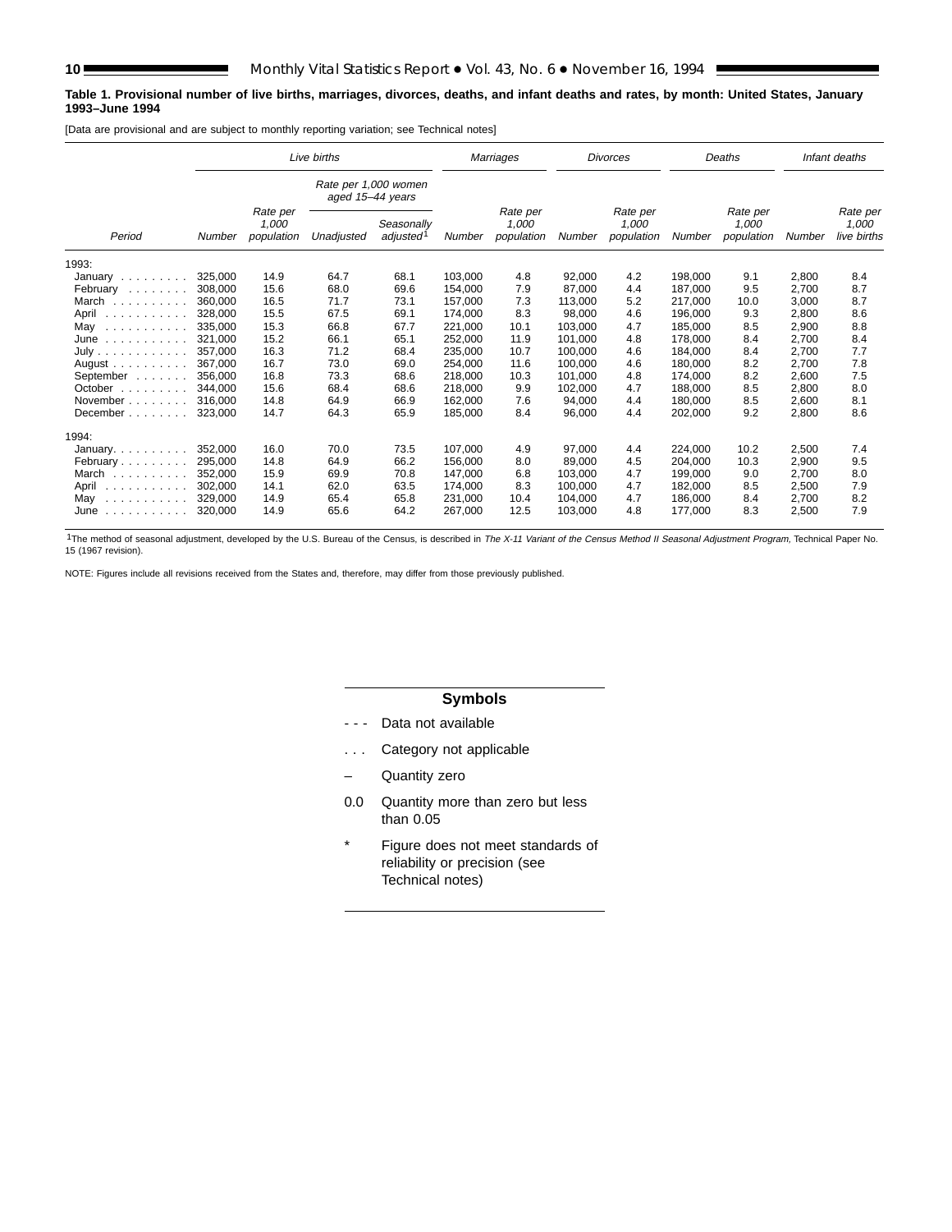**Table 1. Provisional number of live births, marriages, divorces, deaths, and infant deaths and rates, by month: United States, January 1993–June 1994**

[Data are provisional and are subject to monthly reporting variation; see Technical notes]

| Period | Live births | | | | Marriages | | Divorces | | Deaths | | Infant deaths | |
|---|---|---|---|---|---|---|---|---|---|---|---|---|
| | | | Rate per 1,000 women aged 15–44 years | | | | | | | | | |
| | Number | Rate per 1,000 population | Unadjusted | Seasonally adjusted[1] | Number | Rate per 1,000 population | Number | Rate per 1,000 population | Number | Rate per 1,000 population | Number | Rate per 1,000 live births |
| 1993: | | | | | | | | | | | | |
| January | 325,000 | 14.9 | 64.7 | 68.1 | 103,000 | 4.8 | 92,000 | 4.2 | 198,000 | 9.1 | 2,800 | 8.4 |
| February | 308,000 | 15.6 | 68.0 | 69.6 | 154,000 | 7.9 | 87,000 | 4.4 | 187,000 | 9.5 | 2,700 | 8.7 |
| March | 360,000 | 16.5 | 71.7 | 73.1 | 157,000 | 7.3 | 113,000 | 5.2 | 217,000 | 10.0 | 3,000 | 8.7 |
| April | 328,000 | 15.5 | 67.5 | 69.1 | 174,000 | 8.3 | 98,000 | 4.6 | 196,000 | 9.3 | 2,800 | 8.6 |
| May | 335,000 | 15.3 | 66.8 | 67.7 | 221,000 | 10.1 | 103,000 | 4.7 | 185,000 | 8.5 | 2,900 | 8.8 |
| June | 321,000 | 15.2 | 66.1 | 65.1 | 252,000 | 11.9 | 101,000 | 4.8 | 178,000 | 8.4 | 2,700 | 8.4 |
| July | 357,000 | 16.3 | 71.2 | 68.4 | 235,000 | 10.7 | 100,000 | 4.6 | 184,000 | 8.4 | 2,700 | 7.7 |
| August | 367,000 | 16.7 | 73.0 | 69.0 | 254,000 | 11.6 | 100,000 | 4.6 | 180,000 | 8.2 | 2,700 | 7.8 |
| September | 356,000 | 16.8 | 73.3 | 68.6 | 218,000 | 10.3 | 101,000 | 4.8 | 174,000 | 8.2 | 2,600 | 7.5 |
| October | 344,000 | 15.6 | 68.4 | 68.6 | 218,000 | 9.9 | 102,000 | 4.7 | 188,000 | 8.5 | 2,800 | 8.0 |
| November | 316,000 | 14.8 | 64.9 | 66.9 | 162,000 | 7.6 | 94,000 | 4.4 | 180,000 | 8.5 | 2,600 | 8.1 |
| December | 323,000 | 14.7 | 64.3 | 65.9 | 185,000 | 8.4 | 96,000 | 4.4 | 202,000 | 9.2 | 2,800 | 8.6 |
| 1994: | | | | | | | | | | | | |
| January | 352,000 | 16.0 | 70.0 | 73.5 | 107,000 | 4.9 | 97,000 | 4.4 | 224,000 | 10.2 | 2,500 | 7.4 |
| February | 295,000 | 14.8 | 64.9 | 66.2 | 156,000 | 8.0 | 89,000 | 4.5 | 204,000 | 10.3 | 2,900 | 9.5 |
| March | 352,000 | 15.9 | 69.9 | 70.8 | 147,000 | 6.8 | 103,000 | 4.7 | 199,000 | 9.0 | 2,700 | 8.0 |
| April | 302,000 | 14.1 | 62.0 | 63.5 | 174,000 | 8.3 | 100,000 | 4.7 | 182,000 | 8.5 | 2,500 | 7.9 |
| May | 329,000 | 14.9 | 65.4 | 65.8 | 231,000 | 10.4 | 104,000 | 4.7 | 186,000 | 8.4 | 2,700 | 8.2 |
| June | 320,000 | 14.9 | 65.6 | 64.2 | 267,000 | 12.5 | 103,000 | 4.8 | 177,000 | 8.3 | 2,500 | 7.9 |

[1]The method of seasonal adjustment, developed by the U.S. Bureau of the Census, is described in *The X-11 Variant of the Census Method II Seasonal Adjustment Program,* Technical Paper No. 15 (1967 revision).

NOTE: Figures include all revisions received from the States and, therefore, may differ from those previously published.

**Symbols**

- - - Data not available

. . . Category not applicable

– Quantity zero

0.0 Quantity more than zero but less than 0.05

\* Figure does not meet standards of reliability or precision (see Technical notes)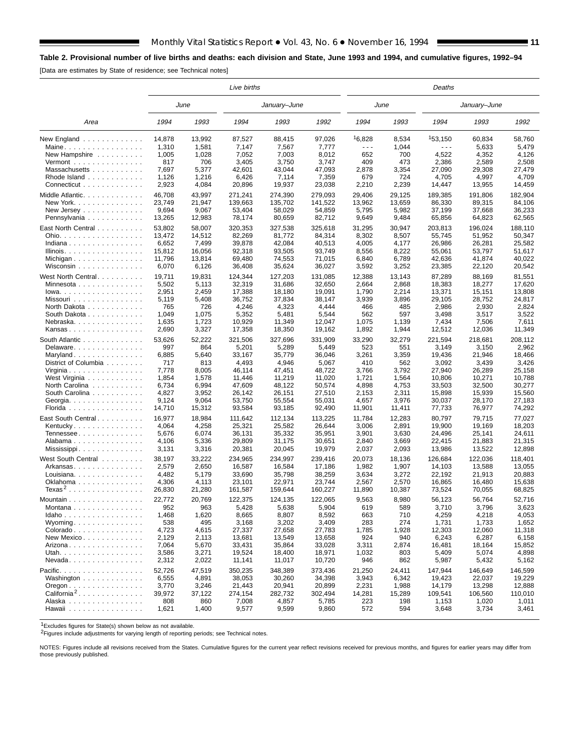**Table 2. Provisional number of live births and deaths: each division and State, June 1993 and 1994, and cumulative figures, 1992–94**

[Data are estimates by State of residence; see Technical notes]

| Area | Live births | | | | | Deaths | | | | |
|---|---|---|---|---|---|---|---|---|---|---|
| | June | | January–June | | | June | | January–June | | |
| | 1994 | 1993 | 1994 | 1993 | 1992 | 1994 | 1993 | 1994 | 1993 | 1992 |
| New England | 14,878 | 13,992 | 87,527 | 88,415 | 97,026 | [1]6,828 | 8,534 | [1]53,150 | 60,834 | 58,760 |
| Maine | 1,310 | 1,581 | 7,147 | 7,567 | 7,777 | - - - | 1,044 | - - - | 5,633 | 5,479 |
| New Hampshire | 1,005 | 1,028 | 7,052 | 7,003 | 8,012 | 652 | 700 | 4,522 | 4,352 | 4,126 |
| Vermont | 817 | 706 | 3,405 | 3,750 | 3,747 | 409 | 473 | 2,386 | 2,589 | 2,508 |
| Massachusetts | 7,697 | 5,377 | 42,601 | 43,044 | 47,093 | 2,878 | 3,354 | 27,090 | 29,308 | 27,479 |
| Rhode Island | 1,126 | 1,216 | 6,426 | 7,114 | 7,359 | 679 | 724 | 4,705 | 4,997 | 4,709 |
| Connecticut | 2,923 | 4,084 | 20,896 | 19,937 | 23,038 | 2,210 | 2,239 | 14,447 | 13,955 | 14,459 |
| Middle Atlantic | 46,708 | 43,997 | 271,241 | 274,390 | 279,093 | 29,406 | 29,125 | 189,385 | 191,806 | 182,904 |
| New York | 23,749 | 21,947 | 139,663 | 135,702 | 141,522 | 13,962 | 13,659 | 86,330 | 89,315 | 84,106 |
| New Jersey | 9,694 | 9,067 | 53,404 | 58,029 | 54,859 | 5,795 | 5,982 | 37,199 | 37,668 | 36,233 |
| Pennsylvania | 13,265 | 12,983 | 78,174 | 80,659 | 82,712 | 9,649 | 9,484 | 65,856 | 64,823 | 62,565 |
| East North Central | 53,802 | 58,007 | 320,353 | 327,538 | 325,618 | 31,295 | 30,947 | 203,813 | 196,024 | 188,110 |
| Ohio | 13,472 | 14,512 | 82,269 | 81,772 | 84,314 | 8,302 | 8,507 | 55,745 | 51,952 | 50,347 |
| Indiana | 6,652 | 7,499 | 39,878 | 42,084 | 40,513 | 4,005 | 4,177 | 26,986 | 26,281 | 25,582 |
| Illinois | 15,812 | 16,056 | 92,318 | 93,505 | 93,749 | 8,556 | 8,222 | 55,061 | 53,797 | 51,617 |
| Michigan | 11,796 | 13,814 | 69,480 | 74,553 | 71,015 | 6,840 | 6,789 | 42,636 | 41,874 | 40,022 |
| Wisconsin | 6,070 | 6,126 | 36,408 | 35,624 | 36,027 | 3,592 | 3,252 | 23,385 | 22,120 | 20,542 |
| West North Central | 19,711 | 19,831 | 124,344 | 127,203 | 131,085 | 12,388 | 13,143 | 87,289 | 88,169 | 81,551 |
| Minnesota | 5,502 | 5,113 | 32,319 | 31,686 | 32,650 | 2,664 | 2,868 | 18,383 | 18,277 | 17,620 |
| Iowa | 2,951 | 2,459 | 17,388 | 18,180 | 19,091 | 1,790 | 2,214 | 13,371 | 15,151 | 13,808 |
| Missouri | 5,119 | 5,408 | 36,752 | 37,834 | 38,147 | 3,939 | 3,896 | 29,105 | 28,752 | 24,817 |
| North Dakota | 765 | 726 | 4,246 | 4,323 | 4,444 | 466 | 485 | 2,986 | 2,930 | 2,824 |
| South Dakota | 1,049 | 1,075 | 5,352 | 5,481 | 5,544 | 562 | 597 | 3,498 | 3,517 | 3,522 |
| Nebraska | 1,635 | 1,723 | 10,929 | 11,349 | 12,047 | 1,075 | 1,139 | 7,434 | 7,506 | 7,611 |
| Kansas | 2,690 | 3,327 | 17,358 | 18,350 | 19,162 | 1,892 | 1,944 | 12,512 | 12,036 | 11,349 |
| South Atlantic | 53,626 | 52,222 | 321,506 | 327,696 | 331,909 | 33,290 | 32,279 | 221,594 | 218,681 | 208,112 |
| Delaware | 997 | 864 | 5,201 | 5,289 | 5,449 | 523 | 551 | 3,149 | 3,150 | 2,962 |
| Maryland | 6,885 | 5,640 | 33,167 | 35,779 | 36,046 | 3,261 | 3,359 | 19,436 | 21,946 | 18,466 |
| District of Columbia | 717 | 813 | 4,493 | 4,946 | 5,067 | 410 | 562 | 3,092 | 3,439 | 3,426 |
| Virginia | 7,778 | 8,005 | 46,114 | 47,451 | 48,722 | 3,766 | 3,792 | 27,940 | 26,289 | 25,158 |
| West Virginia | 1,854 | 1,578 | 11,446 | 11,219 | 11,020 | 1,721 | 1,564 | 10,806 | 10,271 | 10,788 |
| North Carolina | 6,734 | 6,994 | 47,609 | 48,122 | 50,574 | 4,898 | 4,753 | 33,503 | 32,500 | 30,277 |
| South Carolina | 4,827 | 3,952 | 26,142 | 26,151 | 27,510 | 2,153 | 2,311 | 15,898 | 15,939 | 15,560 |
| Georgia | 9,124 | 9,064 | 53,750 | 55,554 | 55,031 | 4,657 | 3,976 | 30,037 | 28,170 | 27,183 |
| Florida | 14,710 | 15,312 | 93,584 | 93,185 | 92,490 | 11,901 | 11,411 | 77,733 | 76,977 | 74,292 |
| East South Central | 16,977 | 18,984 | 111,642 | 112,134 | 113,225 | 11,784 | 12,283 | 80,797 | 79,715 | 77,027 |
| Kentucky | 4,064 | 4,258 | 25,321 | 25,582 | 26,644 | 3,006 | 2,891 | 19,900 | 19,169 | 18,203 |
| Tennessee | 5,676 | 6,074 | 36,131 | 35,332 | 35,951 | 3,901 | 3,630 | 24,496 | 25,141 | 24,611 |
| Alabama | 4,106 | 5,336 | 29,809 | 31,175 | 30,651 | 2,840 | 3,669 | 22,415 | 21,883 | 21,315 |
| Mississippi | 3,131 | 3,316 | 20,381 | 20,045 | 19,979 | 2,037 | 2,093 | 13,986 | 13,522 | 12,898 |
| West South Central | 38,197 | 33,222 | 234,965 | 234,997 | 239,416 | 20,073 | 18,136 | 126,684 | 122,036 | 118,401 |
| Arkansas | 2,579 | 2,650 | 16,587 | 16,584 | 17,186 | 1,982 | 1,907 | 14,103 | 13,588 | 13,055 |
| Louisiana | 4,482 | 5,179 | 33,690 | 35,798 | 38,259 | 3,634 | 3,272 | 22,192 | 21,913 | 20,883 |
| Oklahoma | 4,306 | 4,113 | 23,101 | 22,971 | 23,744 | 2,567 | 2,570 | 16,865 | 16,480 | 15,638 |
| Texas[2] | 26,830 | 21,280 | 161,587 | 159,644 | 160,227 | 11,890 | 10,387 | 73,524 | 70,055 | 68,825 |
| Mountain | 22,772 | 20,769 | 122,375 | 124,135 | 122,065 | 9,563 | 8,980 | 56,123 | 56,764 | 52,716 |
| Montana | 952 | 963 | 5,428 | 5,638 | 5,904 | 619 | 589 | 3,710 | 3,796 | 3,623 |
| Idaho | 1,468 | 1,620 | 8,665 | 8,807 | 8,592 | 663 | 710 | 4,259 | 4,218 | 4,053 |
| Wyoming | 538 | 495 | 3,168 | 3,202 | 3,409 | 283 | 274 | 1,731 | 1,733 | 1,652 |
| Colorado | 4,723 | 4,615 | 27,337 | 27,658 | 27,783 | 1,785 | 1,928 | 12,303 | 12,060 | 11,318 |
| New Mexico | 2,129 | 2,113 | 13,681 | 13,549 | 13,658 | 924 | 940 | 6,243 | 6,287 | 6,158 |
| Arizona | 7,064 | 5,670 | 33,431 | 35,864 | 33,028 | 3,311 | 2,874 | 16,481 | 18,164 | 15,852 |
| Utah | 3,586 | 3,271 | 19,524 | 18,400 | 18,971 | 1,032 | 803 | 5,409 | 5,074 | 4,898 |
| Nevada | 2,312 | 2,022 | 11,141 | 11,017 | 10,720 | 946 | 862 | 5,987 | 5,432 | 5,162 |
| Pacific | 52,726 | 47,519 | 350,235 | 348,389 | 373,436 | 21,250 | 24,411 | 147,944 | 146,649 | 146,599 |
| Washington | 6,555 | 4,891 | 38,053 | 30,260 | 34,398 | 3,943 | 6,342 | 19,423 | 22,037 | 19,229 |
| Oregon | 3,770 | 3,246 | 21,443 | 20,941 | 20,899 | 2,231 | 1,988 | 14,179 | 13,298 | 12,888 |
| California[2] | 39,972 | 37,122 | 274,154 | 282,732 | 302,494 | 14,281 | 15,289 | 109,541 | 106,560 | 110,010 |
| Alaska | 808 | 860 | 7,008 | 4,857 | 5,785 | 223 | 198 | 1,153 | 1,020 | 1,011 |
| Hawaii | 1,621 | 1,400 | 9,577 | 9,599 | 9,860 | 572 | 594 | 3,648 | 3,734 | 3,461 |

[1]Excludes figures for State(s) shown below as not available.

[2]Figures include adjustments for varying length of reporting periods; see Technical notes.

NOTES: Figures include all revisions received from the States. Cumulative figures for the current year reflect revisions received for previous months, and figures for earlier years may differ from those previously published.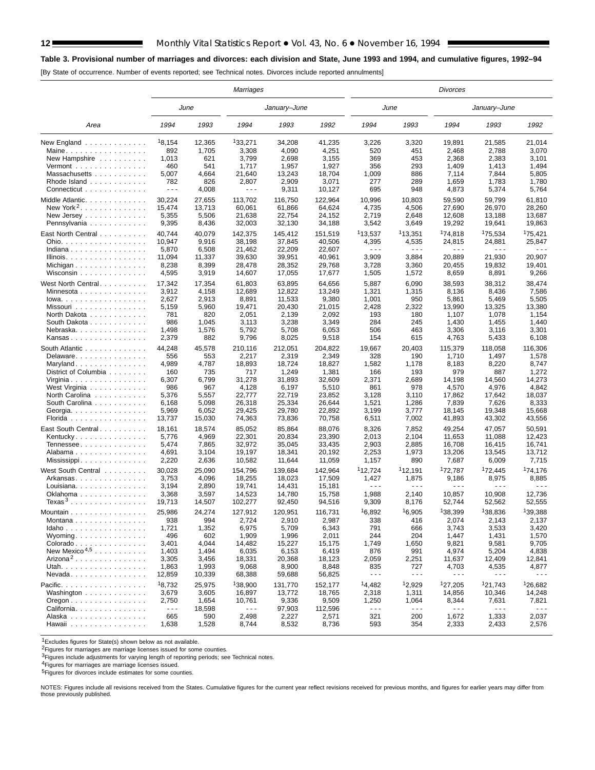**Table 3. Provisional number of marriages and divorces: each division and State, June 1993 and 1994, and cumulative figures, 1992–94**

[By State of occurrence. Number of events reported; see Technical notes. Divorces include reported annulments]

| Area | Marriages | | | | | Divorces | | | | |
|---|---|---|---|---|---|---|---|---|---|---|
| | June | | January–June | | | June | | January–June | | |
| | 1994 | 1993 | 1994 | 1993 | 1992 | 1994 | 1993 | 1994 | 1993 | 1992 |
| New England | [1]8,154 | 12,365 | [1]33,271 | 34,208 | 41,235 | 3,226 | 3,320 | 19,891 | 21,585 | 21,014 |
| Maine | 892 | 1,705 | 3,308 | 4,090 | 4,251 | 520 | 451 | 2,468 | 2,788 | 3,070 |
| New Hampshire | 1,013 | 621 | 3,799 | 2,698 | 3,155 | 369 | 453 | 2,368 | 2,383 | 3,101 |
| Vermont | 460 | 541 | 1,717 | 1,957 | 1,927 | 356 | 293 | 1,409 | 1,413 | 1,494 |
| Massachusetts | 5,007 | 4,664 | 21,640 | 13,243 | 18,704 | 1,009 | 886 | 7,114 | 7,844 | 5,805 |
| Rhode Island | 782 | 826 | 2,807 | 2,909 | 3,071 | 277 | 289 | 1,659 | 1,783 | 1,780 |
| Connecticut | - - - | 4,008 | - - - | 9,311 | 10,127 | 695 | 948 | 4,873 | 5,374 | 5,764 |
| Middle Atlantic | 30,224 | 27,655 | 113,702 | 116,750 | 122,964 | 10,996 | 10,803 | 59,590 | 59,799 | 61,810 |
| New York[2] | 15,474 | 13,713 | 60,061 | 61,866 | 64,624 | 4,735 | 4,506 | 27,690 | 26,970 | 28,260 |
| New Jersey | 5,355 | 5,506 | 21,638 | 22,754 | 24,152 | 2,719 | 2,648 | 12,608 | 13,188 | 13,687 |
| Pennsylvania | 9,395 | 8,436 | 32,003 | 32,130 | 34,188 | 3,542 | 3,649 | 19,292 | 19,641 | 19,863 |
| East North Central | 40,744 | 40,079 | 142,375 | 145,412 | 151,519 | [1]13,537 | [1]13,351 | [1]74,818 | [1]75,534 | [1]75,421 |
| Ohio | 10,947 | 9,916 | 38,198 | 37,845 | 40,506 | 4,395 | 4,535 | 24,815 | 24,881 | 25,847 |
| Indiana | 5,870 | 6,508 | 21,462 | 22,209 | 22,607 | - - - | - - - | - - - | - - - | - - - |
| Illinois | 11,094 | 11,337 | 39,630 | 39,951 | 40,961 | 3,909 | 3,884 | 20,889 | 21,930 | 20,907 |
| Michigan | 8,238 | 8,399 | 28,478 | 28,352 | 29,768 | 3,728 | 3,360 | 20,455 | 19,832 | 19,401 |
| Wisconsin | 4,595 | 3,919 | 14,607 | 17,055 | 17,677 | 1,505 | 1,572 | 8,659 | 8,891 | 9,266 |
| West North Central | 17,342 | 17,354 | 61,803 | 63,895 | 64,656 | 5,887 | 6,090 | 38,593 | 38,312 | 38,474 |
| Minnesota | 3,912 | 4,158 | 12,689 | 12,822 | 13,249 | 1,321 | 1,315 | 8,136 | 8,436 | 7,586 |
| Iowa | 2,627 | 2,913 | 8,891 | 11,533 | 9,380 | 1,001 | 950 | 5,861 | 5,469 | 5,505 |
| Missouri | 5,159 | 5,960 | 19,471 | 20,430 | 21,015 | 2,428 | 2,322 | 13,990 | 13,325 | 13,380 |
| North Dakota | 781 | 820 | 2,051 | 2,139 | 2,092 | 193 | 180 | 1,107 | 1,078 | 1,154 |
| South Dakota | 986 | 1,045 | 3,113 | 3,238 | 3,349 | 284 | 245 | 1,430 | 1,455 | 1,440 |
| Nebraska | 1,498 | 1,576 | 5,792 | 5,708 | 6,053 | 506 | 463 | 3,306 | 3,116 | 3,301 |
| Kansas | 2,379 | 882 | 9,796 | 8,025 | 9,518 | 154 | 615 | 4,763 | 5,433 | 6,108 |
| South Atlantic | 44,248 | 45,578 | 210,116 | 212,051 | 204,822 | 19,667 | 20,403 | 115,379 | 118,058 | 116,306 |
| Delaware | 556 | 553 | 2,217 | 2,319 | 2,349 | 328 | 190 | 1,710 | 1,497 | 1,578 |
| Maryland | 4,989 | 4,787 | 18,893 | 18,724 | 18,827 | 1,582 | 1,178 | 8,183 | 8,220 | 8,747 |
| District of Columbia | 160 | 735 | 717 | 1,249 | 1,381 | 166 | 193 | 979 | 887 | 1,272 |
| Virginia | 6,307 | 6,799 | 31,278 | 31,893 | 32,609 | 2,371 | 2,689 | 14,198 | 14,560 | 14,273 |
| West Virginia | 986 | 967 | 4,128 | 6,197 | 5,510 | 861 | 978 | 4,570 | 4,976 | 4,842 |
| North Carolina | 5,376 | 5,557 | 22,777 | 22,719 | 23,852 | 3,128 | 3,110 | 17,862 | 17,642 | 18,037 |
| South Carolina | 6,168 | 5,098 | 26,318 | 25,334 | 26,644 | 1,521 | 1,286 | 7,839 | 7,626 | 8,333 |
| Georgia | 5,969 | 6,052 | 29,425 | 29,780 | 22,892 | 3,199 | 3,777 | 18,145 | 19,348 | 15,668 |
| Florida | 13,737 | 15,030 | 74,363 | 73,836 | 70,758 | 6,511 | 7,002 | 41,893 | 43,302 | 43,556 |
| East South Central | 18,161 | 18,574 | 85,052 | 85,864 | 88,076 | 8,326 | 7,852 | 49,254 | 47,057 | 50,591 |
| Kentucky | 5,776 | 4,969 | 22,301 | 20,834 | 23,390 | 2,013 | 2,104 | 11,653 | 11,088 | 12,423 |
| Tennessee | 5,474 | 7,865 | 32,972 | 35,045 | 33,435 | 2,903 | 2,885 | 16,708 | 16,415 | 16,741 |
| Alabama | 4,691 | 3,104 | 19,197 | 18,341 | 20,192 | 2,253 | 1,973 | 13,206 | 13,545 | 13,712 |
| Mississippi | 2,220 | 2,636 | 10,582 | 11,644 | 11,059 | 1,157 | 890 | 7,687 | 6,009 | 7,715 |
| West South Central | 30,028 | 25,090 | 154,796 | 139,684 | 142,964 | [1]12,724 | [1]12,191 | [1]72,787 | [1]72,445 | [1]74,176 |
| Arkansas | 3,753 | 4,096 | 18,255 | 18,023 | 17,509 | 1,427 | 1,875 | 9,186 | 8,975 | 8,885 |
| Louisiana | 3,194 | 2,890 | 19,741 | 14,431 | 15,181 | - - - | - - - | - - - | - - - | - - - |
| Oklahoma | 3,368 | 3,597 | 14,523 | 14,780 | 15,758 | 1,988 | 2,140 | 10,857 | 10,908 | 12,736 |
| Texas[3] | 19,713 | 14,507 | 102,277 | 92,450 | 94,516 | 9,309 | 8,176 | 52,744 | 52,562 | 52,555 |
| Mountain | 25,986 | 24,274 | 127,912 | 120,951 | 116,731 | [1]6,892 | [1]6,905 | [1]38,399 | [1]38,836 | [1]39,388 |
| Montana | 938 | 994 | 2,724 | 2,910 | 2,987 | 338 | 416 | 2,074 | 2,143 | 2,137 |
| Idaho | 1,721 | 1,352 | 6,975 | 5,709 | 6,343 | 791 | 666 | 3,743 | 3,533 | 3,420 |
| Wyoming | 496 | 602 | 1,909 | 1,996 | 2,011 | 244 | 204 | 1,447 | 1,431 | 1,570 |
| Colorado | 3,401 | 4,044 | 14,482 | 15,227 | 15,175 | 1,749 | 1,650 | 9,821 | 9,581 | 9,705 |
| New Mexico[4,5] | 1,403 | 1,494 | 6,035 | 6,153 | 6,419 | 876 | 991 | 4,974 | 5,204 | 4,838 |
| Arizona[2] | 3,305 | 3,456 | 18,331 | 20,368 | 18,123 | 2,059 | 2,251 | 11,637 | 12,409 | 12,841 |
| Utah | 1,863 | 1,993 | 9,068 | 8,900 | 8,848 | 835 | 727 | 4,703 | 4,535 | 4,877 |
| Nevada | 12,859 | 10,339 | 68,388 | 59,688 | 56,825 | - - - | - - - | - - - | - - - | - - - |
| Pacific | [1]8,732 | 25,975 | [1]38,900 | 131,770 | 152,177 | [1]4,482 | [1]2,929 | [1]27,205 | [1]21,743 | [1]26,682 |
| Washington | 3,679 | 3,605 | 16,897 | 13,772 | 18,765 | 2,318 | 1,311 | 14,856 | 10,346 | 14,248 |
| Oregon | 2,750 | 1,654 | 10,761 | 9,336 | 9,509 | 1,250 | 1,064 | 8,344 | 7,631 | 7,821 |
| California | - - - | 18,598 | - - - | 97,903 | 112,596 | - - - | - - - | - - - | - - - | - - - |
| Alaska | 665 | 590 | 2,498 | 2,227 | 2,571 | 321 | 200 | 1,672 | 1,333 | 2,037 |
| Hawaii | 1,638 | 1,528 | 8,744 | 8,532 | 8,736 | 593 | 354 | 2,333 | 2,433 | 2,576 |

[1]Excludes figures for State(s) shown below as not available.

[2]Figures for marriages are marriage licenses issued for some counties.

[3]Figures include adjustments for varying length of reporting periods; see Technical notes.

[4]Figures for marriages are marriage licenses issued.

[5]Figures for divorces include estimates for some counties.

NOTES: Figures include all revisions received from the States. Cumulative figures for the current year reflect revisions received for previous months, and figures for earlier years may differ from those previously published.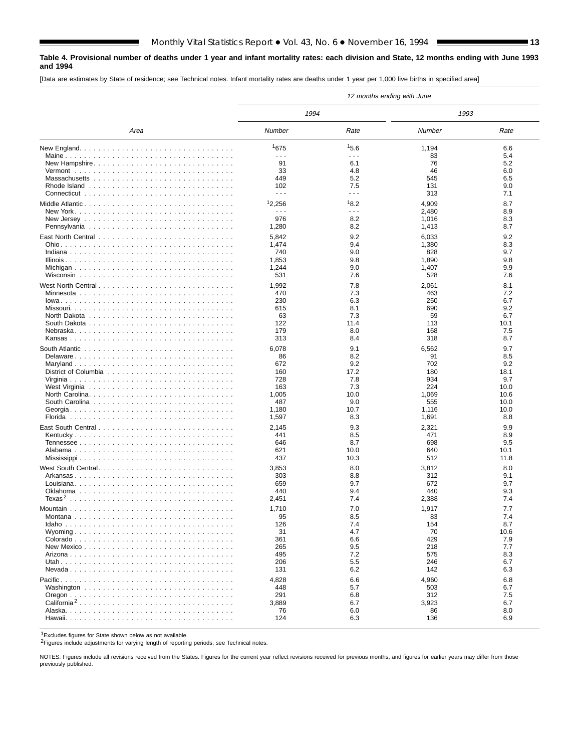**Table 4. Provisional number of deaths under 1 year and infant mortality rates: each division and State, 12 months ending with June 1993 and 1994**

[Data are estimates by State of residence; see Technical notes. Infant mortality rates are deaths under 1 year per 1,000 live births in specified area]

| Area | 12 months ending with June | | | |
|---|---|---|---|---|
| | 1994 | | 1993 | |
| | Number | Rate | Number | Rate |
| New England | [1]675 | [1]5.6 | 1,194 | 6.6 |
| Maine | - - - | - - - | 83 | 5.4 |
| New Hampshire | 91 | 6.1 | 76 | 5.2 |
| Vermont | 33 | 4.8 | 46 | 6.0 |
| Massachusetts | 449 | 5.2 | 545 | 6.5 |
| Rhode Island | 102 | 7.5 | 131 | 9.0 |
| Connecticut | - - - | - - - | 313 | 7.1 |
| Middle Atlantic | [1]2,256 | [1]8.2 | 4,909 | 8.7 |
| New York | - - - | - - - | 2,480 | 8.9 |
| New Jersey | 976 | 8.2 | 1,016 | 8.3 |
| Pennsylvania | 1,280 | 8.2 | 1,413 | 8.7 |
| East North Central | 5,842 | 9.2 | 6,033 | 9.2 |
| Ohio | 1,474 | 9.4 | 1,380 | 8.3 |
| Indiana | 740 | 9.0 | 828 | 9.7 |
| Illinois | 1,853 | 9.8 | 1,890 | 9.8 |
| Michigan | 1,244 | 9.0 | 1,407 | 9.9 |
| Wisconsin | 531 | 7.6 | 528 | 7.6 |
| West North Central | 1,992 | 7.8 | 2,061 | 8.1 |
| Minnesota | 470 | 7.3 | 463 | 7.2 |
| Iowa | 230 | 6.3 | 250 | 6.7 |
| Missouri | 615 | 8.1 | 690 | 9.2 |
| North Dakota | 63 | 7.3 | 59 | 6.7 |
| South Dakota | 122 | 11.4 | 113 | 10.1 |
| Nebraska | 179 | 8.0 | 168 | 7.5 |
| Kansas | 313 | 8.4 | 318 | 8.7 |
| South Atlantic | 6,078 | 9.1 | 6,562 | 9.7 |
| Delaware | 86 | 8.2 | 91 | 8.5 |
| Maryland | 672 | 9.2 | 702 | 9.2 |
| District of Columbia | 160 | 17.2 | 180 | 18.1 |
| Virginia | 728 | 7.8 | 934 | 9.7 |
| West Virginia | 163 | 7.3 | 224 | 10.0 |
| North Carolina | 1,005 | 10.0 | 1,069 | 10.6 |
| South Carolina | 487 | 9.0 | 555 | 10.0 |
| Georgia | 1,180 | 10.7 | 1,116 | 10.0 |
| Florida | 1,597 | 8.3 | 1,691 | 8.8 |
| East South Central | 2,145 | 9.3 | 2,321 | 9.9 |
| Kentucky | 441 | 8.5 | 471 | 8.9 |
| Tennessee | 646 | 8.7 | 698 | 9.5 |
| Alabama | 621 | 10.0 | 640 | 10.1 |
| Mississippi | 437 | 10.3 | 512 | 11.8 |
| West South Central | 3,853 | 8.0 | 3,812 | 8.0 |
| Arkansas | 303 | 8.8 | 312 | 9.1 |
| Louisiana | 659 | 9.7 | 672 | 9.7 |
| Oklahoma | 440 | 9.4 | 440 | 9.3 |
| Texas[2] | 2,451 | 7.4 | 2,388 | 7.4 |
| Mountain | 1,710 | 7.0 | 1,917 | 7.7 |
| Montana | 95 | 8.5 | 83 | 7.4 |
| Idaho | 126 | 7.4 | 154 | 8.7 |
| Wyoming | 31 | 4.7 | 70 | 10.6 |
| Colorado | 361 | 6.6 | 429 | 7.9 |
| New Mexico | 265 | 9.5 | 218 | 7.7 |
| Arizona | 495 | 7.2 | 575 | 8.3 |
| Utah | 206 | 5.5 | 246 | 6.7 |
| Nevada | 131 | 6.2 | 142 | 6.3 |
| Pacific | 4,828 | 6.6 | 4,960 | 6.8 |
| Washington | 448 | 5.7 | 503 | 6.7 |
| Oregon | 291 | 6.8 | 312 | 7.5 |
| California[2] | 3,889 | 6.7 | 3,923 | 6.7 |
| Alaska | 76 | 6.0 | 86 | 8.0 |
| Hawaii | 124 | 6.3 | 136 | 6.9 |

[1]Excludes figures for State shown below as not available.
[2]Figures include adjustments for varying length of reporting periods; see Technical notes.

NOTES: Figures include all revisions received from the States. Figures for the current year reflect revisions received for previous months, and figures for earlier years may differ from those previously published.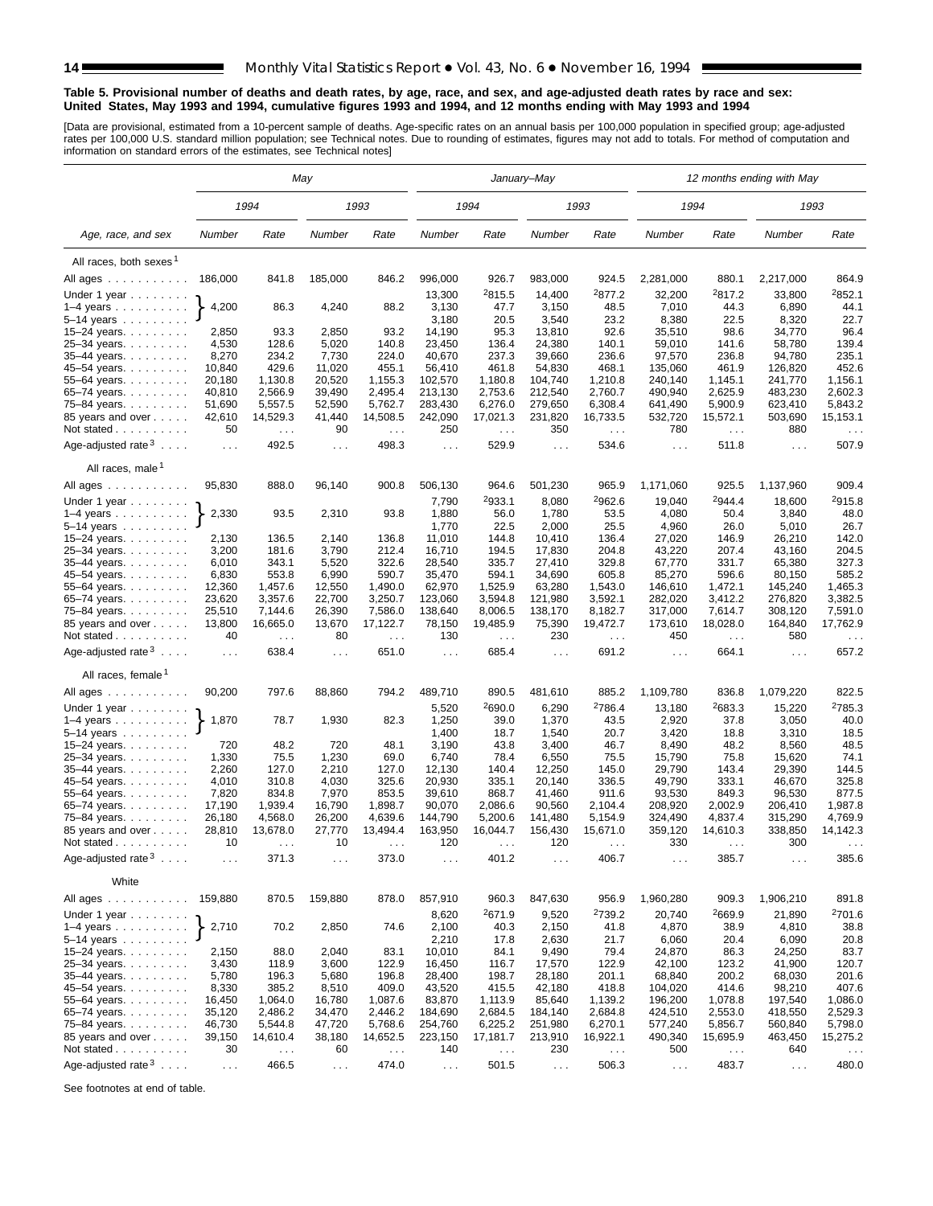**Table 5. Provisional number of deaths and death rates, by age, race, and sex, and age-adjusted death rates by race and sex: United States, May 1993 and 1994, cumulative figures 1993 and 1994, and 12 months ending with May 1993 and 1994**

[Data are provisional, estimated from a 10-percent sample of deaths. Age-specific rates on an annual basis per 100,000 population in specified group; age-adjusted rates per 100,000 U.S. standard million population; see Technical notes. Due to rounding of estimates, figures may not add to totals. For method of computation and information on standard errors of the estimates, see Technical notes]

| Age, race, and sex | May | | | | January–May | | | | 12 months ending with May | | | |
|---|---|---|---|---|---|---|---|---|---|---|---|---|
| | 1994 | | 1993 | | 1994 | | 1993 | | 1994 | | 1993 | |
| | Number | Rate | Number | Rate | Number | Rate | Number | Rate | Number | Rate | Number | Rate |
| **All races, both sexes[1]** | | | | | | | | | | | | |
| All ages | 186,000 | 841.8 | 185,000 | 846.2 | 996,000 | 926.7 | 983,000 | 924.5 | 2,281,000 | 880.1 | 2,217,000 | 864.9 |
| Under 1 year | 4,200 | 86.3 | 4,240 | 88.2 | 13,300 | [2]815.5 | 14,400 | [2]877.2 | 32,200 | [2]817.2 | 33,800 | [2]852.1 |
| 1–4 years | | | | | 3,130 | 47.7 | 3,150 | 48.5 | 7,010 | 44.3 | 6,890 | 44.1 |
| 5–14 years | | | | | 3,180 | 20.5 | 3,540 | 23.2 | 8,380 | 22.5 | 8,320 | 22.7 |
| 15–24 years | 2,850 | 93.3 | 2,850 | 93.2 | 14,190 | 95.3 | 13,810 | 92.6 | 35,510 | 98.6 | 34,770 | 96.4 |
| 25–34 years | 4,530 | 128.6 | 5,020 | 140.8 | 23,450 | 136.4 | 24,380 | 140.1 | 59,010 | 141.6 | 58,780 | 139.4 |
| 35–44 years | 8,270 | 234.2 | 7,730 | 224.0 | 40,670 | 237.3 | 39,660 | 236.6 | 97,570 | 236.8 | 94,780 | 235.1 |
| 45–54 years | 10,840 | 429.6 | 11,020 | 455.1 | 56,410 | 461.8 | 54,830 | 468.1 | 135,060 | 461.9 | 126,820 | 452.6 |
| 55–64 years | 20,180 | 1,130.8 | 20,520 | 1,155.3 | 102,570 | 1,180.8 | 104,740 | 1,210.8 | 240,140 | 1,145.1 | 241,770 | 1,156.1 |
| 65–74 years | 40,810 | 2,566.9 | 39,490 | 2,495.4 | 213,130 | 2,753.6 | 212,540 | 2,760.7 | 490,940 | 2,625.9 | 483,230 | 2,602.3 |
| 75–84 years | 51,690 | 5,557.5 | 52,590 | 5,762.7 | 283,430 | 6,276.0 | 279,650 | 6,308.4 | 641,490 | 5,900.9 | 623,410 | 5,843.2 |
| 85 years and over | 42,610 | 14,529.3 | 41,440 | 14,508.5 | 242,090 | 17,021.3 | 231,820 | 16,733.5 | 532,720 | 15,572.1 | 503,690 | 15,153.1 |
| Not stated | 50 | . . . | 90 | . . . | 250 | . . . | 350 | . . . | 780 | . . . | 880 | . . . |
| Age-adjusted rate[3] | . . . | 492.5 | . . . | 498.3 | . . . | 529.9 | . . . | 534.6 | . . . | 511.8 | . . . | 507.9 |
| **All races, male[1]** | | | | | | | | | | | | |
| All ages | 95,830 | 888.0 | 96,140 | 900.8 | 506,130 | 964.6 | 501,230 | 965.9 | 1,171,060 | 925.5 | 1,137,960 | 909.4 |
| Under 1 year | 2,330 | 93.5 | 2,310 | 93.8 | 7,790 | [2]933.1 | 8,080 | [2]962.6 | 19,040 | [2]944.4 | 18,600 | [2]915.8 |
| 1–4 years | | | | | 1,880 | 56.0 | 1,780 | 53.5 | 4,080 | 50.4 | 3,840 | 48.0 |
| 5–14 years | | | | | 1,770 | 22.5 | 2,000 | 25.5 | 4,960 | 26.0 | 5,010 | 26.7 |
| 15–24 years | 2,130 | 136.5 | 2,140 | 136.8 | 11,010 | 144.8 | 10,410 | 136.4 | 27,020 | 146.9 | 26,210 | 142.0 |
| 25–34 years | 3,200 | 181.6 | 3,790 | 212.4 | 16,710 | 194.5 | 17,830 | 204.8 | 43,220 | 207.4 | 43,160 | 204.5 |
| 35–44 years | 6,010 | 343.1 | 5,520 | 322.6 | 28,540 | 335.7 | 27,410 | 329.8 | 67,770 | 331.7 | 65,380 | 327.3 |
| 45–54 years | 6,830 | 553.8 | 6,990 | 590.7 | 35,470 | 594.1 | 34,690 | 605.8 | 85,270 | 596.6 | 80,150 | 585.2 |
| 55–64 years | 12,360 | 1,457.6 | 12,550 | 1,490.0 | 62,970 | 1,525.9 | 63,280 | 1,543.0 | 146,610 | 1,472.1 | 145,240 | 1,465.3 |
| 65–74 years | 23,620 | 3,357.6 | 22,700 | 3,250.7 | 123,060 | 3,594.8 | 121,980 | 3,592.1 | 282,020 | 3,412.2 | 276,820 | 3,382.5 |
| 75–84 years | 25,510 | 7,144.6 | 26,390 | 7,586.0 | 138,640 | 8,006.5 | 138,170 | 8,182.7 | 317,000 | 7,614.7 | 308,120 | 7,591.0 |
| 85 years and over | 13,800 | 16,665.0 | 13,670 | 17,122.7 | 78,150 | 19,485.9 | 75,390 | 19,472.7 | 173,610 | 18,028.0 | 164,840 | 17,762.9 |
| Not stated | 40 | . . . | 80 | . . . | 130 | . . . | 230 | . . . | 450 | . . . | 580 | . . . |
| Age-adjusted rate[3] | . . . | 638.4 | . . . | 651.0 | . . . | 685.4 | . . . | 691.2 | . . . | 664.1 | . . . | 657.2 |
| **All races, female[1]** | | | | | | | | | | | | |
| All ages | 90,200 | 797.6 | 88,860 | 794.2 | 489,710 | 890.5 | 481,610 | 885.2 | 1,109,780 | 836.8 | 1,079,220 | 822.5 |
| Under 1 year | 1,870 | 78.7 | 1,930 | 82.3 | 5,520 | [2]690.0 | 6,290 | [2]786.4 | 13,180 | [2]683.3 | 15,220 | [2]785.3 |
| 1–4 years | | | | | 1,250 | 39.0 | 1,370 | 43.5 | 2,920 | 37.8 | 3,050 | 40.0 |
| 5–14 years | | | | | 1,400 | 18.7 | 1,540 | 20.7 | 3,420 | 18.8 | 3,310 | 18.5 |
| 15–24 years | 720 | 48.2 | 720 | 48.1 | 3,190 | 43.8 | 3,400 | 46.7 | 8,490 | 48.2 | 8,560 | 48.5 |
| 25–34 years | 1,330 | 75.5 | 1,230 | 69.0 | 6,740 | 78.4 | 6,550 | 75.5 | 15,790 | 75.8 | 15,620 | 74.1 |
| 35–44 years | 2,260 | 127.0 | 2,210 | 127.0 | 12,130 | 140.4 | 12,250 | 145.0 | 29,790 | 143.4 | 29,390 | 144.5 |
| 45–54 years | 4,010 | 310.8 | 4,030 | 325.6 | 20,930 | 335.1 | 20,140 | 336.5 | 49,790 | 333.1 | 46,670 | 325.8 |
| 55–64 years | 7,820 | 834.8 | 7,970 | 853.5 | 39,610 | 868.7 | 41,460 | 911.6 | 93,530 | 849.3 | 96,530 | 877.5 |
| 65–74 years | 17,190 | 1,939.4 | 16,790 | 1,898.7 | 90,070 | 2,086.6 | 90,560 | 2,104.4 | 208,920 | 2,002.9 | 206,410 | 1,987.8 |
| 75–84 years | 26,180 | 4,568.0 | 26,200 | 4,639.6 | 144,790 | 5,200.6 | 141,480 | 5,154.9 | 324,490 | 4,837.4 | 315,290 | 4,769.9 |
| 85 years and over | 28,810 | 13,678.0 | 27,770 | 13,494.4 | 163,950 | 16,044.7 | 156,430 | 15,671.0 | 359,120 | 14,610.3 | 338,850 | 14,142.3 |
| Not stated | 10 | . . . | 10 | . . . | 120 | . . . | 120 | . . . | 330 | . . . | 300 | . . . |
| Age-adjusted rate[3] | . . . | 371.3 | . . . | 373.0 | . . . | 401.2 | . . . | 406.7 | . . . | 385.7 | . . . | 385.6 |
| **White** | | | | | | | | | | | | |
| All ages | 159,880 | 870.5 | 159,880 | 878.0 | 857,910 | 960.3 | 847,630 | 956.9 | 1,960,280 | 909.3 | 1,906,210 | 891.8 |
| Under 1 year | 2,710 | 70.2 | 2,850 | 74.6 | 8,620 | [2]671.9 | 9,520 | [2]739.2 | 20,740 | [2]669.9 | 21,890 | [2]701.6 |
| 1–4 years | | | | | 2,100 | 40.3 | 2,150 | 41.8 | 4,870 | 38.9 | 4,810 | 38.8 |
| 5–14 years | | | | | 2,210 | 17.8 | 2,630 | 21.7 | 6,060 | 20.4 | 6,090 | 20.8 |
| 15–24 years | 2,150 | 88.0 | 2,040 | 83.1 | 10,010 | 84.1 | 9,490 | 79.4 | 24,870 | 86.3 | 24,250 | 83.7 |
| 25–34 years | 3,430 | 118.9 | 3,600 | 122.9 | 16,450 | 116.7 | 17,570 | 122.9 | 42,100 | 123.2 | 41,900 | 120.7 |
| 35–44 years | 5,780 | 196.3 | 5,680 | 196.8 | 28,400 | 198.7 | 28,180 | 201.1 | 68,840 | 200.2 | 68,030 | 201.6 |
| 45–54 years | 8,330 | 385.2 | 8,510 | 409.0 | 43,520 | 415.5 | 42,180 | 418.8 | 104,020 | 414.6 | 98,210 | 407.6 |
| 55–64 years | 16,450 | 1,064.0 | 16,780 | 1,087.6 | 83,870 | 1,113.9 | 85,640 | 1,139.2 | 196,200 | 1,078.8 | 197,540 | 1,086.0 |
| 65–74 years | 35,120 | 2,486.2 | 34,470 | 2,446.2 | 184,690 | 2,684.5 | 184,140 | 2,684.8 | 424,510 | 2,553.0 | 418,550 | 2,529.3 |
| 75–84 years | 46,730 | 5,544.8 | 47,720 | 5,768.6 | 254,760 | 6,225.2 | 251,980 | 6,270.1 | 577,240 | 5,856.7 | 560,840 | 5,798.0 |
| 85 years and over | 39,150 | 14,610.4 | 38,180 | 14,652.5 | 223,150 | 17,181.7 | 213,910 | 16,922.1 | 490,340 | 15,695.9 | 463,450 | 15,275.2 |
| Not stated | 30 | . . . | 60 | . . . | 140 | . . . | 230 | . . . | 500 | . . . | 640 | . . . |
| Age-adjusted rate[3] | . . . | 466.5 | . . . | 474.0 | . . . | 501.5 | . . . | 506.3 | . . . | 483.7 | . . . | 480.0 |

Note: For May columns, the figures shown on the "Under 1 year" row apply to the combined ages under 1 year, 1–4 years, and 5–14 years (bracketed in the original).

See footnotes at end of table.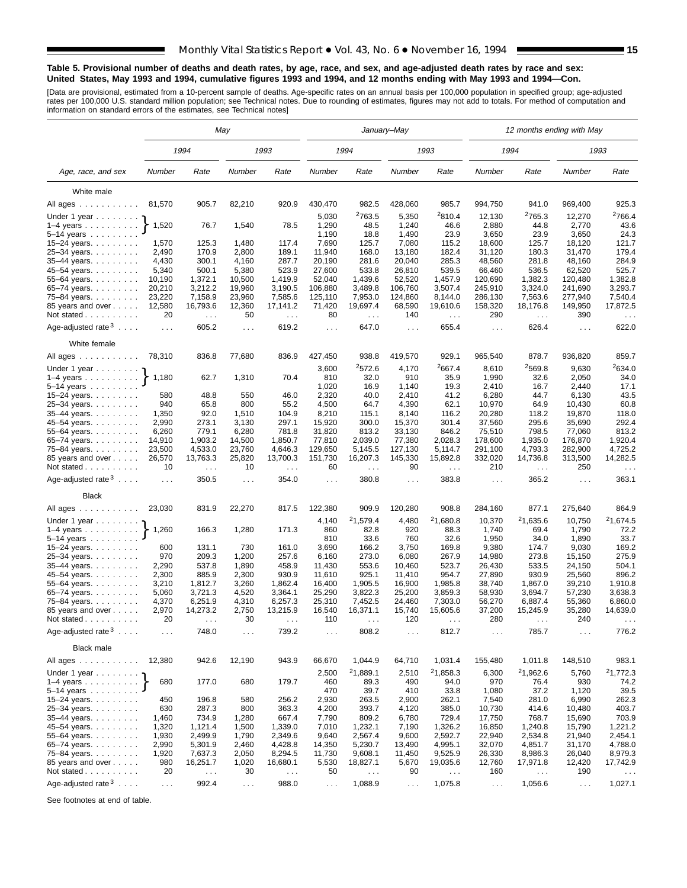**Table 5. Provisional number of deaths and death rates, by age, race, and sex, and age-adjusted death rates by race and sex: United States, May 1993 and 1994, cumulative figures 1993 and 1994, and 12 months ending with May 1993 and 1994—Con.**

[Data are provisional, estimated from a 10-percent sample of deaths. Age-specific rates on an annual basis per 100,000 population in specified group; age-adjusted rates per 100,000 U.S. standard million population; see Technical notes. Due to rounding of estimates, figures may not add to totals. For method of computation and information on standard errors of the estimates, see Technical notes]

| Age, race, and sex | May | | | | January–May | | | | 12 months ending with May | | | |
|---|---|---|---|---|---|---|---|---|---|---|---|---|
| | 1994 | | 1993 | | 1994 | | 1993 | | 1994 | | 1993 | |
| | Number | Rate | Number | Rate | Number | Rate | Number | Rate | Number | Rate | Number | Rate |
| **White male** | | | | | | | | | | | | |
| All ages | 81,570 | 905.7 | 82,210 | 920.9 | 430,470 | 982.5 | 428,060 | 985.7 | 994,750 | 941.0 | 969,400 | 925.3 |
| Under 1 year | | | | | 5,030 | [2]763.5 | 5,350 | [2]810.4 | 12,130 | [2]765.3 | 12,270 | [2]766.4 |
| 1–4 years | 1,520 | 76.7 | 1,540 | 78.5 | 1,290 | 48.5 | 1,240 | 46.6 | 2,880 | 44.8 | 2,770 | 43.6 |
| 5–14 years | | | | | 1,190 | 18.8 | 1,490 | 23.9 | 3,650 | 23.9 | 3,650 | 24.3 |
| 15–24 years | 1,570 | 125.3 | 1,480 | 117.4 | 7,690 | 125.7 | 7,080 | 115.2 | 18,600 | 125.7 | 18,120 | 121.7 |
| 25–34 years | 2,490 | 170.9 | 2,800 | 189.1 | 11,940 | 168.0 | 13,180 | 182.4 | 31,120 | 180.3 | 31,470 | 179.4 |
| 35–44 years | 4,430 | 300.1 | 4,160 | 287.7 | 20,190 | 281.6 | 20,040 | 285.3 | 48,560 | 281.8 | 48,160 | 284.9 |
| 45–54 years | 5,340 | 500.1 | 5,380 | 523.9 | 27,600 | 533.8 | 26,810 | 539.5 | 66,460 | 536.5 | 62,520 | 525.7 |
| 55–64 years | 10,190 | 1,372.1 | 10,500 | 1,419.9 | 52,040 | 1,439.6 | 52,520 | 1,457.9 | 120,690 | 1,382.3 | 120,480 | 1,382.8 |
| 65–74 years | 20,210 | 3,212.2 | 19,960 | 3,190.5 | 106,880 | 3,489.8 | 106,760 | 3,507.4 | 245,910 | 3,324.0 | 241,690 | 3,293.7 |
| 75–84 years | 23,220 | 7,158.9 | 23,960 | 7,585.6 | 125,110 | 7,953.0 | 124,860 | 8,144.0 | 286,130 | 7,563.6 | 277,940 | 7,540.4 |
| 85 years and over | 12,580 | 16,793.6 | 12,360 | 17,141.2 | 71,420 | 19,697.4 | 68,590 | 19,610.6 | 158,320 | 18,176.8 | 149,950 | 17,872.5 |
| Not stated | 20 | . . . | 50 | . . . | 80 | . . . | 140 | . . . | 290 | . . . | 390 | . . . |
| Age-adjusted rate[3] | . . . | 605.2 | . . . | 619.2 | . . . | 647.0 | . . . | 655.4 | . . . | 626.4 | . . . | 622.0 |
| **White female** | | | | | | | | | | | | |
| All ages | 78,310 | 836.8 | 77,680 | 836.9 | 427,450 | 938.8 | 419,570 | 929.1 | 965,540 | 878.7 | 936,820 | 859.7 |
| Under 1 year | | | | | 3,600 | [2]572.6 | 4,170 | [2]667.4 | 8,610 | [2]569.8 | 9,630 | [2]634.0 |
| 1–4 years | 1,180 | 62.7 | 1,310 | 70.4 | 810 | 32.0 | 910 | 35.9 | 1,990 | 32.6 | 2,050 | 34.0 |
| 5–14 years | | | | | 1,020 | 16.9 | 1,140 | 19.3 | 2,410 | 16.7 | 2,440 | 17.1 |
| 15–24 years | 580 | 48.8 | 550 | 46.0 | 2,320 | 40.0 | 2,410 | 41.2 | 6,280 | 44.7 | 6,130 | 43.5 |
| 25–34 years | 940 | 65.8 | 800 | 55.2 | 4,500 | 64.7 | 4,390 | 62.1 | 10,970 | 64.9 | 10,430 | 60.8 |
| 35–44 years | 1,350 | 92.0 | 1,510 | 104.9 | 8,210 | 115.1 | 8,140 | 116.2 | 20,280 | 118.2 | 19,870 | 118.0 |
| 45–54 years | 2,990 | 273.1 | 3,130 | 297.1 | 15,920 | 300.0 | 15,370 | 301.4 | 37,560 | 295.6 | 35,690 | 292.4 |
| 55–64 years | 6,260 | 779.1 | 6,280 | 781.8 | 31,820 | 813.2 | 33,130 | 846.2 | 75,510 | 798.5 | 77,060 | 813.2 |
| 65–74 years | 14,910 | 1,903.2 | 14,500 | 1,850.7 | 77,810 | 2,039.0 | 77,380 | 2,028.3 | 178,600 | 1,935.0 | 176,870 | 1,920.4 |
| 75–84 years | 23,500 | 4,533.0 | 23,760 | 4,646.3 | 129,650 | 5,145.5 | 127,130 | 5,114.7 | 291,100 | 4,793.3 | 282,900 | 4,725.2 |
| 85 years and over | 26,570 | 13,763.3 | 25,820 | 13,700.3 | 151,730 | 16,207.3 | 145,330 | 15,892.8 | 332,020 | 14,736.8 | 313,500 | 14,282.5 |
| Not stated | 10 | . . . | 10 | . . . | 60 | . . . | 90 | . . . | 210 | . . . | 250 | . . . |
| Age-adjusted rate[3] | . . . | 350.5 | . . . | 354.0 | . . . | 380.8 | . . . | 383.8 | . . . | 365.2 | . . . | 363.1 |
| **Black** | | | | | | | | | | | | |
| All ages | 23,030 | 831.9 | 22,270 | 817.5 | 122,380 | 909.9 | 120,280 | 908.8 | 284,160 | 877.1 | 275,640 | 864.9 |
| Under 1 year | | | | | 4,140 | [2]1,579.4 | 4,480 | [2]1,680.8 | 10,370 | [2]1,635.6 | 10,750 | [2]1,674.5 |
| 1–4 years | 1,260 | 166.3 | 1,280 | 171.3 | 860 | 82.8 | 920 | 88.3 | 1,740 | 69.4 | 1,790 | 72.2 |
| 5–14 years | | | | | 810 | 33.6 | 760 | 32.6 | 1,950 | 34.0 | 1,890 | 33.7 |
| 15–24 years | 600 | 131.1 | 730 | 161.0 | 3,690 | 166.2 | 3,750 | 169.8 | 9,380 | 174.7 | 9,030 | 169.2 |
| 25–34 years | 970 | 209.3 | 1,200 | 257.6 | 6,160 | 273.0 | 6,080 | 267.9 | 14,980 | 273.8 | 15,150 | 275.9 |
| 35–44 years | 2,290 | 537.8 | 1,890 | 458.9 | 11,430 | 553.6 | 10,460 | 523.7 | 26,430 | 533.5 | 24,150 | 504.1 |
| 45–54 years | 2,300 | 885.9 | 2,300 | 930.9 | 11,610 | 925.1 | 11,410 | 954.7 | 27,890 | 930.9 | 25,560 | 896.2 |
| 55–64 years | 3,210 | 1,812.7 | 3,260 | 1,862.4 | 16,400 | 1,905.5 | 16,900 | 1,985.8 | 38,740 | 1,867.0 | 39,210 | 1,910.8 |
| 65–74 years | 5,060 | 3,721.3 | 4,520 | 3,364.1 | 25,290 | 3,822.3 | 25,200 | 3,859.3 | 58,930 | 3,694.7 | 57,230 | 3,638.3 |
| 75–84 years | 4,370 | 6,251.9 | 4,310 | 6,257.3 | 25,310 | 7,452.5 | 24,460 | 7,303.0 | 56,270 | 6,887.4 | 55,360 | 6,860.0 |
| 85 years and over | 2,970 | 14,273.2 | 2,750 | 13,215.9 | 16,540 | 16,371.1 | 15,740 | 15,605.6 | 37,200 | 15,245.9 | 35,280 | 14,639.0 |
| Not stated | 20 | . . . | 30 | . . . | 110 | . . . | 120 | . . . | 280 | . . . | 240 | . . . |
| Age-adjusted rate[3] | . . . | 748.0 | . . . | 739.2 | . . . | 808.2 | . . . | 812.7 | . . . | 785.7 | . . . | 776.2 |
| **Black male** | | | | | | | | | | | | |
| All ages | 12,380 | 942.6 | 12,190 | 943.9 | 66,670 | 1,044.9 | 64,710 | 1,031.4 | 155,480 | 1,011.8 | 148,510 | 983.1 |
| Under 1 year | | | | | 2,500 | [2]1,889.1 | 2,510 | [2]1,858.3 | 6,300 | [2]1,962.6 | 5,760 | [2]1,772.3 |
| 1–4 years | 680 | 177.0 | 680 | 179.7 | 460 | 89.3 | 490 | 94.0 | 970 | 76.4 | 930 | 74.2 |
| 5–14 years | | | | | 470 | 39.7 | 410 | 33.8 | 1,080 | 37.2 | 1,120 | 39.5 |
| 15–24 years | 450 | 196.8 | 580 | 256.2 | 2,930 | 263.5 | 2,900 | 262.1 | 7,540 | 281.0 | 6,990 | 262.3 |
| 25–34 years | 630 | 287.3 | 800 | 363.3 | 4,200 | 393.7 | 4,120 | 385.0 | 10,730 | 414.6 | 10,480 | 403.7 |
| 35–44 years | 1,460 | 734.9 | 1,280 | 667.4 | 7,790 | 809.2 | 6,780 | 729.4 | 17,750 | 768.7 | 15,690 | 703.9 |
| 45–54 years | 1,320 | 1,121.4 | 1,500 | 1,339.0 | 7,010 | 1,232.1 | 7,190 | 1,326.2 | 16,850 | 1,240.8 | 15,790 | 1,221.2 |
| 55–64 years | 1,930 | 2,499.9 | 1,790 | 2,349.6 | 9,640 | 2,567.4 | 9,600 | 2,592.7 | 22,940 | 2,534.8 | 21,940 | 2,454.1 |
| 65–74 years | 2,990 | 5,301.9 | 2,460 | 4,428.8 | 14,350 | 5,230.7 | 13,490 | 4,995.1 | 32,070 | 4,851.7 | 31,170 | 4,788.0 |
| 75–84 years | 1,920 | 7,637.3 | 2,050 | 8,294.5 | 11,730 | 9,608.1 | 11,450 | 9,525.9 | 26,330 | 8,986.3 | 26,040 | 8,979.3 |
| 85 years and over | 980 | 16,251.7 | 1,020 | 16,680.1 | 5,530 | 18,827.1 | 5,670 | 19,035.6 | 12,760 | 17,971.8 | 12,420 | 17,742.9 |
| Not stated | 20 | . . . | 30 | . . . | 50 | . . . | 90 | . . . | 160 | . . . | 190 | . . . |
| Age-adjusted rate[3] | . . . | 992.4 | . . . | 988.0 | . . . | 1,088.9 | . . . | 1,075.8 | . . . | 1,056.6 | . . . | 1,027.1 |

Note: For the May columns, the numbers and rates shown for 1–4 years apply to the combined group Under 1 year through 5–14 years (bracketed in the original).

See footnotes at end of table.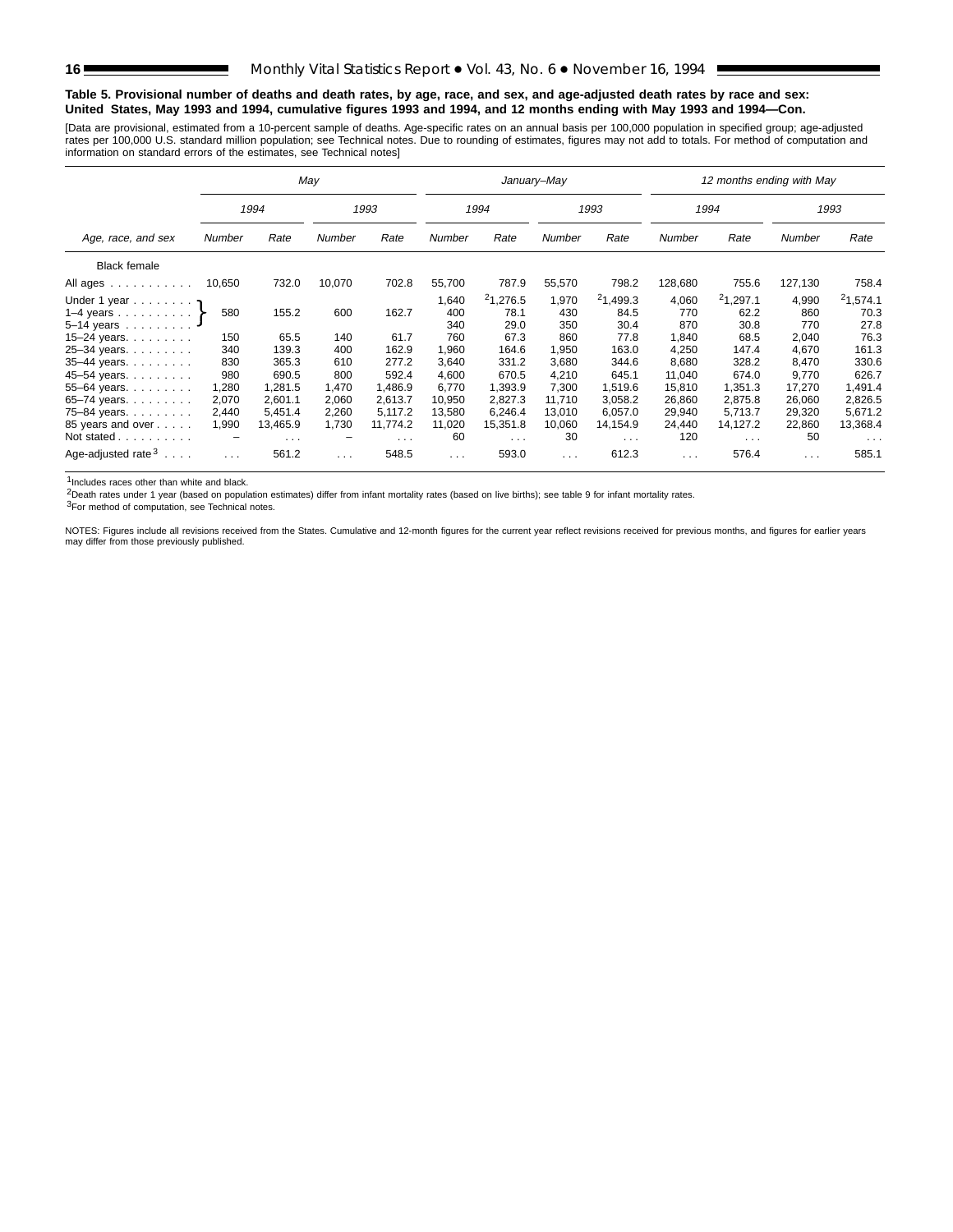**Table 5. Provisional number of deaths and death rates, by age, race, and sex, and age-adjusted death rates by race and sex: United States, May 1993 and 1994, cumulative figures 1993 and 1994, and 12 months ending with May 1993 and 1994—Con.**

[Data are provisional, estimated from a 10-percent sample of deaths. Age-specific rates on an annual basis per 100,000 population in specified group; age-adjusted rates per 100,000 U.S. standard million population; see Technical notes. Due to rounding of estimates, figures may not add to totals. For method of computation and information on standard errors of the estimates, see Technical notes]

| Age, race, and sex | May | | | | January–May | | | | 12 months ending with May | | | |
|---|---|---|---|---|---|---|---|---|---|---|---|---|
| | 1994 | | 1993 | | 1994 | | 1993 | | 1994 | | 1993 | |
| | Number | Rate | Number | Rate | Number | Rate | Number | Rate | Number | Rate | Number | Rate |
| Black female | | | | | | | | | | | | |
| All ages | 10,650 | 732.0 | 10,070 | 702.8 | 55,700 | 787.9 | 55,570 | 798.2 | 128,680 | 755.6 | 127,130 | 758.4 |
| Under 1 year | 580 | 155.2 | 600 | 162.7 | 1,640 | [2]1,276.5 | 1,970 | [2]1,499.3 | 4,060 | [2]1,297.1 | 4,990 | [2]1,574.1 |
| 1–4 years | | | | | 400 | 78.1 | 430 | 84.5 | 770 | 62.2 | 860 | 70.3 |
| 5–14 years | | | | | 340 | 29.0 | 350 | 30.4 | 870 | 30.8 | 770 | 27.8 |
| 15–24 years | 150 | 65.5 | 140 | 61.7 | 760 | 67.3 | 860 | 77.8 | 1,840 | 68.5 | 2,040 | 76.3 |
| 25–34 years | 340 | 139.3 | 400 | 162.9 | 1,960 | 164.6 | 1,950 | 163.0 | 4,250 | 147.4 | 4,670 | 161.3 |
| 35–44 years | 830 | 365.3 | 610 | 277.2 | 3,640 | 331.2 | 3,680 | 344.6 | 8,680 | 328.2 | 8,470 | 330.6 |
| 45–54 years | 980 | 690.5 | 800 | 592.4 | 4,600 | 670.5 | 4,210 | 645.1 | 11,040 | 674.0 | 9,770 | 626.7 |
| 55–64 years | 1,280 | 1,281.5 | 1,470 | 1,486.9 | 6,770 | 1,393.9 | 7,300 | 1,519.6 | 15,810 | 1,351.3 | 17,270 | 1,491.4 |
| 65–74 years | 2,070 | 2,601.1 | 2,060 | 2,613.7 | 10,950 | 2,827.3 | 11,710 | 3,058.2 | 26,860 | 2,875.8 | 26,060 | 2,826.5 |
| 75–84 years | 2,440 | 5,451.4 | 2,260 | 5,117.2 | 13,580 | 6,246.4 | 13,010 | 6,057.0 | 29,940 | 5,713.7 | 29,320 | 5,671.2 |
| 85 years and over | 1,990 | 13,465.9 | 1,730 | 11,774.2 | 11,020 | 15,351.8 | 10,060 | 14,154.9 | 24,440 | 14,127.2 | 22,860 | 13,368.4 |
| Not stated | – | . . . | – | . . . | 60 | . . . | 30 | . . . | 120 | . . . | 50 | . . . |
| Age-adjusted rate[3] | . . . | 561.2 | . . . | 548.5 | . . . | 593.0 | . . . | 612.3 | . . . | 576.4 | . . . | 585.1 |

Note: In the May columns, the figures for Under 1 year, 1–4 years, and 5–14 years are combined (bracketed) into a single value.

[1]Includes races other than white and black.

[2]Death rates under 1 year (based on population estimates) differ from infant mortality rates (based on live births); see table 9 for infant mortality rates.

[3]For method of computation, see Technical notes.

NOTES: Figures include all revisions received from the States. Cumulative and 12-month figures for the current year reflect revisions received for previous months, and figures for earlier years may differ from those previously published.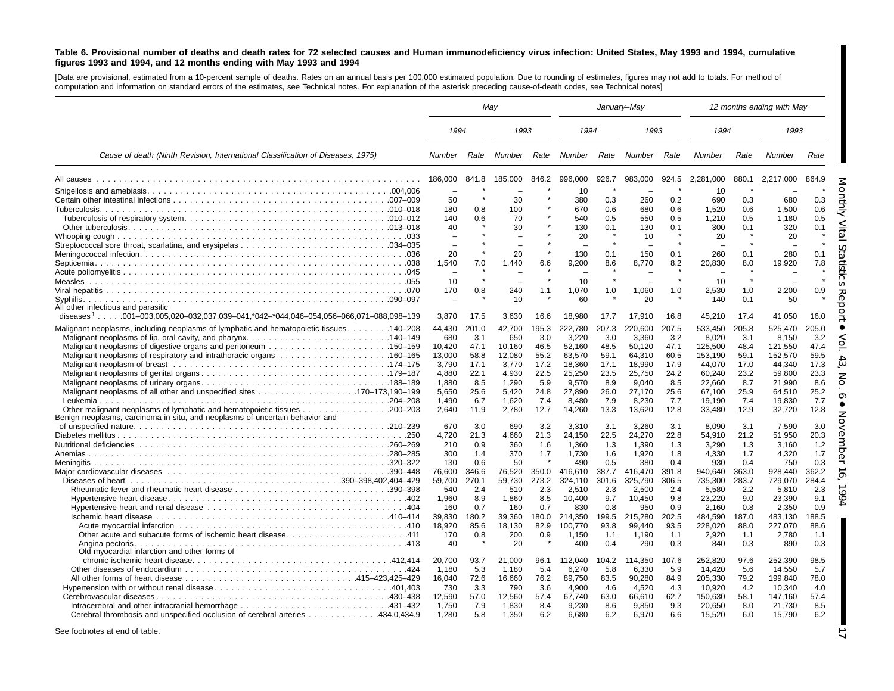**Table 6. Provisional number of deaths and death rates for 72 selected causes and Human immunodeficiency virus infection: United States, May 1993 and 1994, cumulative figures 1993 and 1994, and 12 months ending with May 1993 and 1994**

[Data are provisional, estimated from a 10-percent sample of deaths. Rates on an annual basis per 100,000 estimated population. Due to rounding of estimates, figures may not add to totals. For method of computation and information on standard errors of the estimates, see Technical notes. For explanation of the asterisk preceding cause-of-death codes, see Technical notes]

| Cause of death (Ninth Revision, International Classification of Diseases, 1975) | May | | | | January–May | | | | 12 months ending with May | | | |
|---|---|---|---|---|---|---|---|---|---|---|---|---|
| | 1994 | | 1993 | | 1994 | | 1993 | | 1994 | | 1993 | |
| | Number | Rate | Number | Rate | Number | Rate | Number | Rate | Number | Rate | Number | Rate |
| All causes | 186,000 | 841.8 | 185,000 | 846.2 | 996,000 | 926.7 | 983,000 | 924.5 | 2,281,000 | 880.1 | 2,217,000 | 864.9 |
| Shigellosis and amebiasis . . . 004,006 | – | * | – | * | 10 | * | – | * | 10 | * | – | * |
| Certain other intestinal infections . . . 007–009 | 50 | * | 30 | * | 380 | 0.3 | 260 | 0.2 | 690 | 0.3 | 680 | 0.3 |
| Tuberculosis . . . 010–018 | 180 | 0.8 | 100 | * | 670 | 0.6 | 680 | 0.6 | 1,520 | 0.6 | 1,500 | 0.6 |
| Tuberculosis of respiratory system . . . 010–012 | 140 | 0.6 | 70 | * | 540 | 0.5 | 550 | 0.5 | 1,210 | 0.5 | 1,180 | 0.5 |
| Other tuberculosis . . . 013–018 | 40 | * | 30 | * | 130 | 0.1 | 130 | 0.1 | 300 | 0.1 | 320 | 0.1 |
| Whooping cough . . . 033 | – | * | – | * | 20 | * | 10 | * | 20 | * | 20 | * |
| Streptococcal sore throat, scarlatina, and erysipelas . . . 034–035 | – | * | – | * | – | * | – | * | – | * | – | * |
| Meningococcal infection . . . 036 | 20 | * | 20 | * | 130 | 0.1 | 150 | 0.1 | 260 | 0.1 | 280 | 0.1 |
| Septicemia . . . 038 | 1,540 | 7.0 | 1,440 | 6.6 | 9,200 | 8.6 | 8,770 | 8.2 | 20,830 | 8.0 | 19,920 | 7.8 |
| Acute poliomyelitis . . . 045 | – | * | – | * | – | * | – | * | – | * | – | * |
| Measles . . . 055 | 10 | * | – | * | 10 | * | – | * | 10 | * | – | * |
| Viral hepatitis . . . 070 | 170 | 0.8 | 240 | 1.1 | 1,070 | 1.0 | 1,060 | 1.0 | 2,530 | 1.0 | 2,200 | 0.9 |
| Syphilis . . . 090–097 | – | * | 10 | * | 60 | * | 20 | * | 140 | 0.1 | 50 | * |
| All other infectious and parasitic diseases[1] . . . 001–003,005,020–032,037,039–041,*042–*044,046–054,056–066,071–088,098–139 | 3,870 | 17.5 | 3,630 | 16.6 | 18,980 | 17.7 | 17,910 | 16.8 | 45,210 | 17.4 | 41,050 | 16.0 |
| Malignant neoplasms, including neoplasms of lymphatic and hematopoietic tissues . . . 140–208 | 44,430 | 201.0 | 42,700 | 195.3 | 222,780 | 207.3 | 220,600 | 207.5 | 533,450 | 205.8 | 525,470 | 205.0 |
| Malignant neoplasms of lip, oral cavity, and pharynx . . . 140–149 | 680 | 3.1 | 650 | 3.0 | 3,220 | 3.0 | 3,360 | 3.2 | 8,020 | 3.1 | 8,150 | 3.2 |
| Malignant neoplasms of digestive organs and peritoneum . . . 150–159 | 10,420 | 47.1 | 10,160 | 46.5 | 52,160 | 48.5 | 50,120 | 47.1 | 125,500 | 48.4 | 121,550 | 47.4 |
| Malignant neoplasms of respiratory and intrathoracic organs . . . 160–165 | 13,000 | 58.8 | 12,080 | 55.2 | 63,570 | 59.1 | 64,310 | 60.5 | 153,190 | 59.1 | 152,570 | 59.5 |
| Malignant neoplasm of breast . . . 174–175 | 3,790 | 17.1 | 3,770 | 17.2 | 18,360 | 17.1 | 18,990 | 17.9 | 44,070 | 17.0 | 44,340 | 17.3 |
| Malignant neoplasms of genital organs . . . 179–187 | 4,880 | 22.1 | 4,930 | 22.5 | 25,250 | 23.5 | 25,750 | 24.2 | 60,240 | 23.2 | 59,800 | 23.3 |
| Malignant neoplasms of urinary organs . . . 188–189 | 1,880 | 8.5 | 1,290 | 5.9 | 9,570 | 8.9 | 9,040 | 8.5 | 22,660 | 8.7 | 21,990 | 8.6 |
| Malignant neoplasms of all other and unspecified sites . . . 170–173,190–199 | 5,650 | 25.6 | 5,420 | 24.8 | 27,890 | 26.0 | 27,170 | 25.6 | 67,100 | 25.9 | 64,510 | 25.2 |
| Leukemia . . . 204–208 | 1,490 | 6.7 | 1,620 | 7.4 | 8,480 | 7.9 | 8,230 | 7.7 | 19,190 | 7.4 | 19,830 | 7.7 |
| Other malignant neoplasms of lymphatic and hematopoietic tissues . . . 200–203 | 2,640 | 11.9 | 2,780 | 12.7 | 14,260 | 13.3 | 13,620 | 12.8 | 33,480 | 12.9 | 32,720 | 12.8 |
| Benign neoplasms, carcinoma in situ, and neoplasms of uncertain behavior and of unspecified nature . . . 210–239 | 670 | 3.0 | 690 | 3.2 | 3,310 | 3.1 | 3,260 | 3.1 | 8,090 | 3.1 | 7,590 | 3.0 |
| Diabetes mellitus . . . 250 | 4,720 | 21.3 | 4,660 | 21.3 | 24,150 | 22.5 | 24,270 | 22.8 | 54,910 | 21.2 | 51,950 | 20.3 |
| Nutritional deficiencies . . . 260–269 | 210 | 0.9 | 360 | 1.6 | 1,360 | 1.3 | 1,390 | 1.3 | 3,290 | 1.3 | 3,160 | 1.2 |
| Anemias . . . 280–285 | 300 | 1.4 | 370 | 1.7 | 1,730 | 1.6 | 1,920 | 1.8 | 4,330 | 1.7 | 4,320 | 1.7 |
| Meningitis . . . 320–322 | 130 | 0.6 | 50 | * | 490 | 0.5 | 380 | 0.4 | 930 | 0.4 | 750 | 0.3 |
| Major cardiovascular diseases . . . 390–448 | 76,600 | 346.6 | 76,520 | 350.0 | 416,610 | 387.7 | 416,470 | 391.8 | 940,640 | 363.0 | 928,440 | 362.2 |
| Diseases of heart . . . 390–398,402,404–429 | 59,700 | 270.1 | 59,730 | 273.2 | 324,110 | 301.6 | 325,790 | 306.5 | 735,300 | 283.7 | 729,070 | 284.4 |
| Rheumatic fever and rheumatic heart disease . . . 390–398 | 540 | 2.4 | 510 | 2.3 | 2,510 | 2.3 | 2,500 | 2.4 | 5,580 | 2.2 | 5,810 | 2.3 |
| Hypertensive heart disease . . . 402 | 1,960 | 8.9 | 1,860 | 8.5 | 10,400 | 9.7 | 10,450 | 9.8 | 23,220 | 9.0 | 23,390 | 9.1 |
| Hypertensive heart and renal disease . . . 404 | 160 | 0.7 | 160 | 0.7 | 830 | 0.8 | 950 | 0.9 | 2,160 | 0.8 | 2,350 | 0.9 |
| Ischemic heart disease . . . 410–414 | 39,830 | 180.2 | 39,360 | 180.0 | 214,350 | 199.5 | 215,280 | 202.5 | 484,590 | 187.0 | 483,130 | 188.5 |
| Acute myocardial infarction . . . 410 | 18,920 | 85.6 | 18,130 | 82.9 | 100,770 | 93.8 | 99,440 | 93.5 | 228,020 | 88.0 | 227,070 | 88.6 |
| Other acute and subacute forms of ischemic heart disease . . . 411 | 170 | 0.8 | 200 | 0.9 | 1,150 | 1.1 | 1,190 | 1.1 | 2,920 | 1.1 | 2,780 | 1.1 |
| Angina pectoris . . . 413 | 40 | * | 20 | * | 400 | 0.4 | 290 | 0.3 | 840 | 0.3 | 890 | 0.3 |
| Old myocardial infarction and other forms of chronic ischemic heart disease . . . 412,414 | 20,700 | 93.7 | 21,000 | 96.1 | 112,040 | 104.2 | 114,350 | 107.6 | 252,820 | 97.6 | 252,390 | 98.5 |
| Other diseases of endocardium . . . 424 | 1,180 | 5.3 | 1,180 | 5.4 | 6,270 | 5.8 | 6,330 | 5.9 | 14,420 | 5.6 | 14,550 | 5.7 |
| All other forms of heart disease . . . 415–423,425–429 | 16,040 | 72.6 | 16,660 | 76.2 | 89,750 | 83.5 | 90,280 | 84.9 | 205,330 | 79.2 | 199,840 | 78.0 |
| Hypertension with or without renal disease . . . 401,403 | 730 | 3.3 | 790 | 3.6 | 4,900 | 4.6 | 4,520 | 4.3 | 10,920 | 4.2 | 10,340 | 4.0 |
| Cerebrovascular diseases . . . 430–438 | 12,590 | 57.0 | 12,560 | 57.4 | 67,740 | 63.0 | 66,610 | 62.7 | 150,630 | 58.1 | 147,160 | 57.4 |
| Intracerebral and other intracranial hemorrhage . . . 431–432 | 1,750 | 7.9 | 1,830 | 8.4 | 9,230 | 8.6 | 9,850 | 9.3 | 20,650 | 8.0 | 21,730 | 8.5 |
| Cerebral thrombosis and unspecified occlusion of cerebral arteries . . . 434.0,434.9 | 1,280 | 5.8 | 1,350 | 6.2 | 6,680 | 6.2 | 6,970 | 6.6 | 15,520 | 6.0 | 15,790 | 6.2 |

See footnotes at end of table.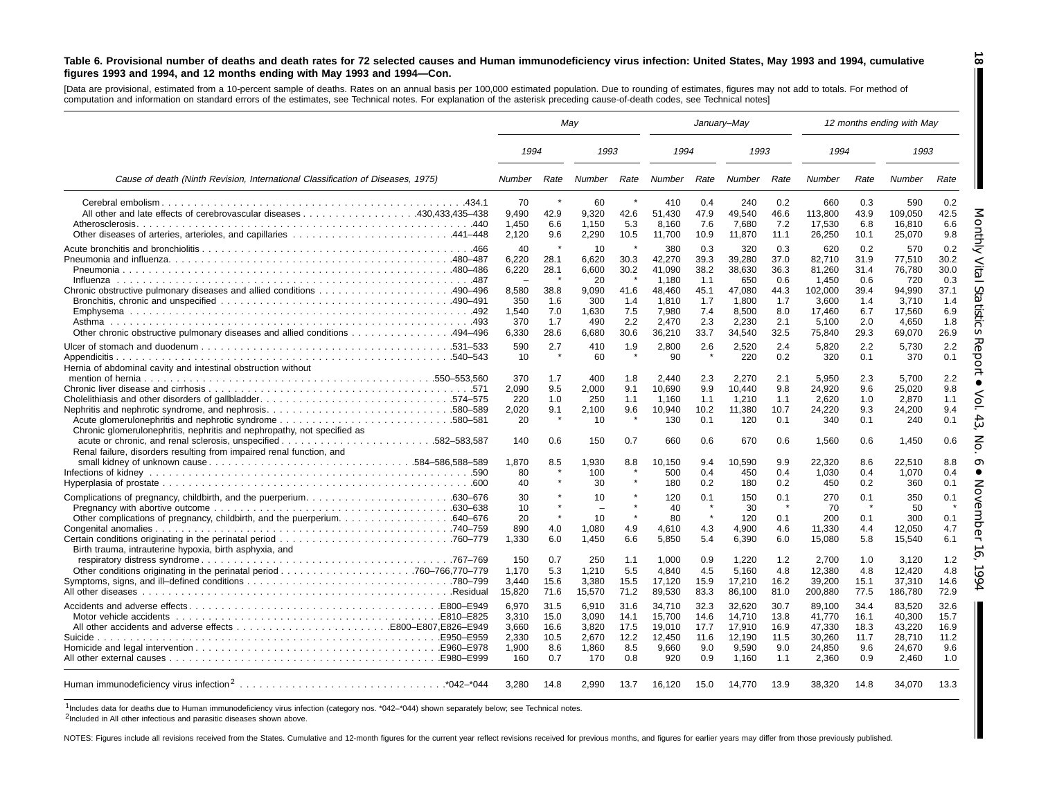**Table 6. Provisional number of deaths and death rates for 72 selected causes and Human immunodeficiency virus infection: United States, May 1993 and 1994, cumulative figures 1993 and 1994, and 12 months ending with May 1993 and 1994—Con.**

[Data are provisional, estimated from a 10-percent sample of deaths. Rates on an annual basis per 100,000 estimated population. Due to rounding of estimates, figures may not add to totals. For method of computation and information on standard errors of the estimates, see Technical notes. For explanation of the asterisk preceding cause-of-death codes, see Technical notes]

| Cause of death (Ninth Revision, International Classification of Diseases, 1975) | May | | | | January–May | | | | 12 months ending with May | | | |
|---|---|---|---|---|---|---|---|---|---|---|---|---|
| | 1994 | | 1993 | | 1994 | | 1993 | | 1994 | | 1993 | |
| | Number | Rate | Number | Rate | Number | Rate | Number | Rate | Number | Rate | Number | Rate |
| Cerebral embolism .434.1 | 70 | * | 60 | * | 410 | 0.4 | 240 | 0.2 | 660 | 0.3 | 590 | 0.2 |
| All other and late effects of cerebrovascular diseases .430,433,435–438 | 9,490 | 42.9 | 9,320 | 42.6 | 51,430 | 47.9 | 49,540 | 46.6 | 113,800 | 43.9 | 109,050 | 42.5 |
| Atherosclerosis .440 | 1,450 | 6.6 | 1,150 | 5.3 | 8,160 | 7.6 | 7,680 | 7.2 | 17,530 | 6.8 | 16,810 | 6.6 |
| Other diseases of arteries, arterioles, and capillaries .441–448 | 2,120 | 9.6 | 2,290 | 10.5 | 11,700 | 10.9 | 11,870 | 11.1 | 26,250 | 10.1 | 25,070 | 9.8 |
| Acute bronchitis and bronchiolitis .466 | 40 | * | 10 | * | 380 | 0.3 | 320 | 0.3 | 620 | 0.2 | 570 | 0.2 |
| Pneumonia and influenza .480–487 | 6,220 | 28.1 | 6,620 | 30.3 | 42,270 | 39.3 | 39,280 | 37.0 | 82,710 | 31.9 | 77,510 | 30.2 |
| Pneumonia .480–486 | 6,220 | 28.1 | 6,600 | 30.2 | 41,090 | 38.2 | 38,630 | 36.3 | 81,260 | 31.4 | 76,780 | 30.0 |
| Influenza .487 | – | * | 20 | * | 1,180 | 1.1 | 650 | 0.6 | 1,450 | 0.6 | 720 | 0.3 |
| Chronic obstructive pulmonary diseases and allied conditions .490–496 | 8,580 | 38.8 | 9,090 | 41.6 | 48,460 | 45.1 | 47,080 | 44.3 | 102,000 | 39.4 | 94,990 | 37.1 |
| Bronchitis, chronic and unspecified .490–491 | 350 | 1.6 | 300 | 1.4 | 1,810 | 1.7 | 1,800 | 1.7 | 3,600 | 1.4 | 3,710 | 1.4 |
| Emphysema .492 | 1,540 | 7.0 | 1,630 | 7.5 | 7,980 | 7.4 | 8,500 | 8.0 | 17,460 | 6.7 | 17,560 | 6.9 |
| Asthma .493 | 370 | 1.7 | 490 | 2.2 | 2,470 | 2.3 | 2,230 | 2.1 | 5,100 | 2.0 | 4,650 | 1.8 |
| Other chronic obstructive pulmonary diseases and allied conditions .494–496 | 6,330 | 28.6 | 6,680 | 30.6 | 36,210 | 33.7 | 34,540 | 32.5 | 75,840 | 29.3 | 69,070 | 26.9 |
| Ulcer of stomach and duodenum .531–533 | 590 | 2.7 | 410 | 1.9 | 2,800 | 2.6 | 2,520 | 2.4 | 5,820 | 2.2 | 5,730 | 2.2 |
| Appendicitis .540–543 | 10 | * | 60 | * | 90 | * | 220 | 0.2 | 320 | 0.1 | 370 | 0.1 |
| Hernia of abdominal cavity and intestinal obstruction without mention of hernia .550–553,560 | 370 | 1.7 | 400 | 1.8 | 2,440 | 2.3 | 2,270 | 2.1 | 5,950 | 2.3 | 5,700 | 2.2 |
| Chronic liver disease and cirrhosis .571 | 2,090 | 9.5 | 2,000 | 9.1 | 10,690 | 9.9 | 10,440 | 9.8 | 24,920 | 9.6 | 25,020 | 9.8 |
| Cholelithiasis and other disorders of gallbladder .574–575 | 220 | 1.0 | 250 | 1.1 | 1,160 | 1.1 | 1,210 | 1.1 | 2,620 | 1.0 | 2,870 | 1.1 |
| Nephritis, nephrotic syndrome, and nephrosis .580–589 | 2,020 | 9.1 | 2,100 | 9.6 | 10,940 | 10.2 | 11,380 | 10.7 | 24,220 | 9.3 | 24,200 | 9.4 |
| Acute glomerulonephritis and nephrotic syndrome .580–581 | 20 | * | 10 | * | 130 | 0.1 | 120 | 0.1 | 340 | 0.1 | 240 | 0.1 |
| Chronic glomerulonephritis, nephritis and nephropathy, not specified as acute or chronic, and renal sclerosis, unspecified .582–583,587 | 140 | 0.6 | 150 | 0.7 | 660 | 0.6 | 670 | 0.6 | 1,560 | 0.6 | 1,450 | 0.6 |
| Renal failure, disorders resulting from impaired renal function, and small kidney of unknown cause .584–586,588–589 | 1,870 | 8.5 | 1,930 | 8.8 | 10,150 | 9.4 | 10,590 | 9.9 | 22,320 | 8.6 | 22,510 | 8.8 |
| Infections of kidney .590 | 80 | * | 100 | * | 500 | 0.4 | 450 | 0.4 | 1,030 | 0.4 | 1,070 | 0.4 |
| Hyperplasia of prostate .600 | 40 | * | 30 | * | 180 | 0.2 | 180 | 0.2 | 450 | 0.2 | 360 | 0.1 |
| Complications of pregnancy, childbirth, and the puerperium .630–676 | 30 | * | 10 | * | 120 | 0.1 | 150 | 0.1 | 270 | 0.1 | 350 | 0.1 |
| Pregnancy with abortive outcome .630–638 | 10 | * | – | * | 40 | * | 30 | * | 70 | * | 50 | * |
| Other complications of pregnancy, childbirth, and the puerperium .640–676 | 20 | * | 10 | * | 80 | * | 120 | 0.1 | 200 | 0.1 | 300 | 0.1 |
| Congenital anomalies .740–759 | 890 | 4.0 | 1,080 | 4.9 | 4,610 | 4.3 | 4,900 | 4.6 | 11,330 | 4.4 | 12,050 | 4.7 |
| Certain conditions originating in the perinatal period .760–779 | 1,330 | 6.0 | 1,450 | 6.6 | 5,850 | 5.4 | 6,390 | 6.0 | 15,080 | 5.8 | 15,540 | 6.1 |
| Birth trauma, intrauterine hypoxia, birth asphyxia, and respiratory distress syndrome .767–769 | 150 | 0.7 | 250 | 1.1 | 1,000 | 0.9 | 1,220 | 1.2 | 2,700 | 1.0 | 3,120 | 1.2 |
| Other conditions originating in the perinatal period .760–766,770–779 | 1,170 | 5.3 | 1,210 | 5.5 | 4,840 | 4.5 | 5,160 | 4.8 | 12,380 | 4.8 | 12,420 | 4.8 |
| Symptoms, signs, and ill–defined conditions .780–799 | 3,440 | 15.6 | 3,380 | 15.5 | 17,120 | 15.9 | 17,210 | 16.2 | 39,200 | 15.1 | 37,310 | 14.6 |
| All other diseases .Residual | 15,820 | 71.6 | 15,570 | 71.2 | 89,530 | 83.3 | 86,100 | 81.0 | 200,880 | 77.5 | 186,780 | 72.9 |
| Accidents and adverse effects .E800–E949 | 6,970 | 31.5 | 6,910 | 31.6 | 34,710 | 32.3 | 32,620 | 30.7 | 89,100 | 34.4 | 83,520 | 32.6 |
| Motor vehicle accidents .E810–E825 | 3,310 | 15.0 | 3,090 | 14.1 | 15,700 | 14.6 | 14,710 | 13.8 | 41,770 | 16.1 | 40,300 | 15.7 |
| All other accidents and adverse effects .E800–E807,E826–E949 | 3,660 | 16.6 | 3,820 | 17.5 | 19,010 | 17.7 | 17,910 | 16.9 | 47,330 | 18.3 | 43,220 | 16.9 |
| Suicide .E950–E959 | 2,330 | 10.5 | 2,670 | 12.2 | 12,450 | 11.6 | 12,190 | 11.5 | 30,260 | 11.7 | 28,710 | 11.2 |
| Homicide and legal intervention .E960–E978 | 1,900 | 8.6 | 1,860 | 8.5 | 9,660 | 9.0 | 9,590 | 9.0 | 24,850 | 9.6 | 24,670 | 9.6 |
| All other external causes .E980–E999 | 160 | 0.7 | 170 | 0.8 | 920 | 0.9 | 1,160 | 1.1 | 2,360 | 0.9 | 2,460 | 1.0 |
| Human immunodeficiency virus infection[2] .*042–*044 | 3,280 | 14.8 | 2,990 | 13.7 | 16,120 | 15.0 | 14,770 | 13.9 | 38,320 | 14.8 | 34,070 | 13.3 |

[1]Includes data for deaths due to Human immunodeficiency virus infection (category nos. *042–*044) shown separately below; see Technical notes.

[2]Included in All other infectious and parasitic diseases shown above.

NOTES: Figures include all revisions received from the States. Cumulative and 12-month figures for the current year reflect revisions received for previous months, and figures for earlier years may differ from those previously published.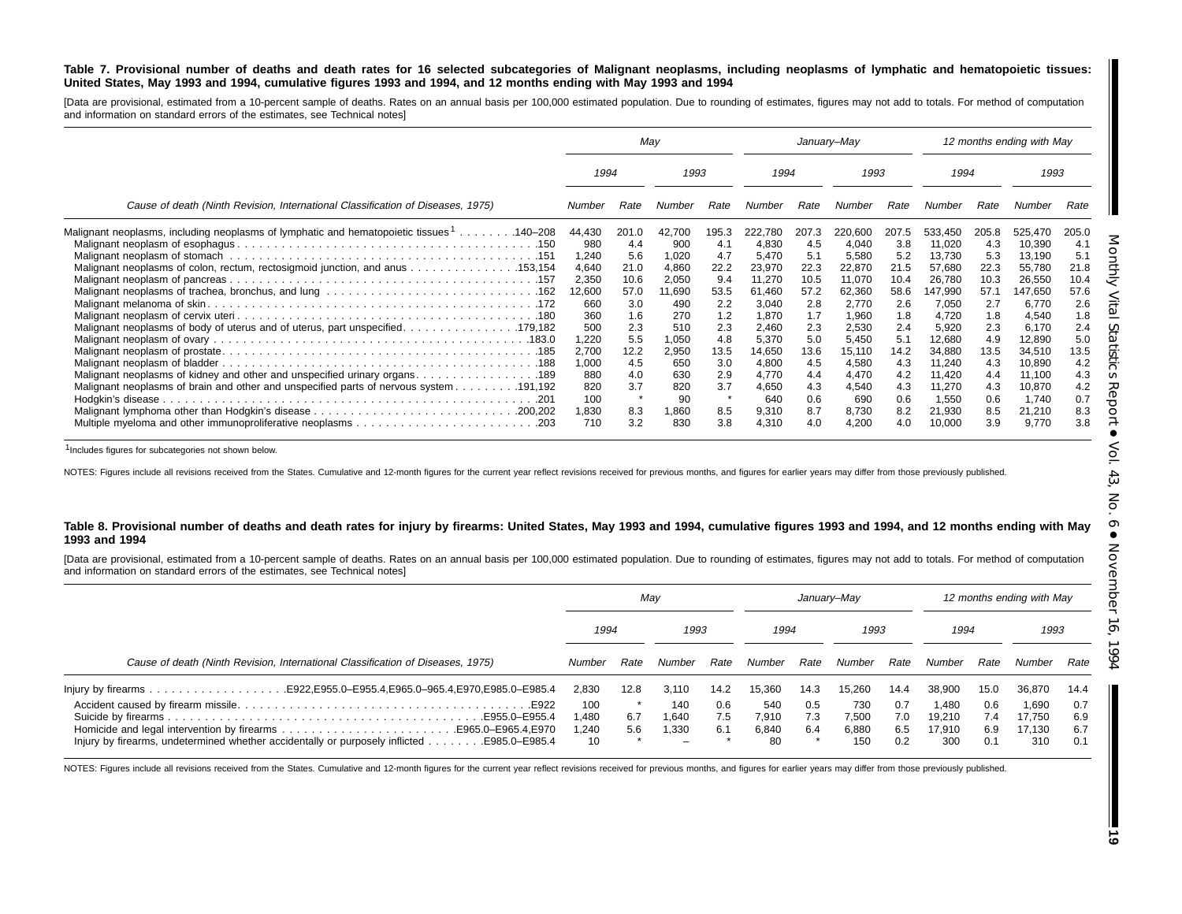**Table 7. Provisional number of deaths and death rates for 16 selected subcategories of Malignant neoplasms, including neoplasms of lymphatic and hematopoietic tissues: United States, May 1993 and 1994, cumulative figures 1993 and 1994, and 12 months ending with May 1993 and 1994**

[Data are provisional, estimated from a 10-percent sample of deaths. Rates on an annual basis per 100,000 estimated population. Due to rounding of estimates, figures may not add to totals. For method of computation and information on standard errors of the estimates, see Technical notes]

| Cause of death (Ninth Revision, International Classification of Diseases, 1975) | May | | | | January–May | | | | 12 months ending with May | | | |
|---|---|---|---|---|---|---|---|---|---|---|---|---|
| | 1994 | | 1993 | | 1994 | | 1993 | | 1994 | | 1993 | |
| | Number | Rate | Number | Rate | Number | Rate | Number | Rate | Number | Rate | Number | Rate |
| Malignant neoplasms, including neoplasms of lymphatic and hematopoietic tissues[1] . . . . . . . .140–208 | 44,430 | 201.0 | 42,700 | 195.3 | 222,780 | 207.3 | 220,600 | 207.5 | 533,450 | 205.8 | 525,470 | 205.0 |
| Malignant neoplasm of esophagus . . . . . . . . . . . . . . . . . . . . . . . . . . . . . . . . . . . . . . . . .150 | 980 | 4.4 | 900 | 4.1 | 4,830 | 4.5 | 4,040 | 3.8 | 11,020 | 4.3 | 10,390 | 4.1 |
| Malignant neoplasm of stomach . . . . . . . . . . . . . . . . . . . . . . . . . . . . . . . . . . . . . . . . .151 | 1,240 | 5.6 | 1,020 | 4.7 | 5,470 | 5.1 | 5,580 | 5.2 | 13,730 | 5.3 | 13,190 | 5.1 |
| Malignant neoplasms of colon, rectum, rectosigmoid junction, and anus . . . . . . . . . . . . . . .153,154 | 4,640 | 21.0 | 4,860 | 22.2 | 23,970 | 22.3 | 22,870 | 21.5 | 57,680 | 22.3 | 55,780 | 21.8 |
| Malignant neoplasm of pancreas . . . . . . . . . . . . . . . . . . . . . . . . . . . . . . . . . . . . . . . . .157 | 2,350 | 10.6 | 2,050 | 9.4 | 11,270 | 10.5 | 11,070 | 10.4 | 26,780 | 10.3 | 26,550 | 10.4 |
| Malignant neoplasms of trachea, bronchus, and lung . . . . . . . . . . . . . . . . . . . . . . . . . . . .162 | 12,600 | 57.0 | 11,690 | 53.5 | 61,460 | 57.2 | 62,360 | 58.6 | 147,990 | 57.1 | 147,650 | 57.6 |
| Malignant melanoma of skin . . . . . . . . . . . . . . . . . . . . . . . . . . . . . . . . . . . . . . . . . . . .172 | 660 | 3.0 | 490 | 2.2 | 3,040 | 2.8 | 2,770 | 2.6 | 7,050 | 2.7 | 6,770 | 2.6 |
| Malignant neoplasm of cervix uteri . . . . . . . . . . . . . . . . . . . . . . . . . . . . . . . . . . . . . . .180 | 360 | 1.6 | 270 | 1.2 | 1,870 | 1.7 | 1,960 | 1.8 | 4,720 | 1.8 | 4,540 | 1.8 |
| Malignant neoplasms of body of uterus and of uterus, part unspecified. . . . . . . . . . . . . . . .179,182 | 500 | 2.3 | 510 | 2.3 | 2,460 | 2.3 | 2,530 | 2.4 | 5,920 | 2.3 | 6,170 | 2.4 |
| Malignant neoplasm of ovary . . . . . . . . . . . . . . . . . . . . . . . . . . . . . . . . . . . . . . . . . .183.0 | 1,220 | 5.5 | 1,050 | 4.8 | 5,370 | 5.0 | 5,450 | 5.1 | 12,680 | 4.9 | 12,890 | 5.0 |
| Malignant neoplasm of prostate. . . . . . . . . . . . . . . . . . . . . . . . . . . . . . . . . . . . . . . . . .185 | 2,700 | 12.2 | 2,950 | 13.5 | 14,650 | 13.6 | 15,110 | 14.2 | 34,880 | 13.5 | 34,510 | 13.5 |
| Malignant neoplasm of bladder . . . . . . . . . . . . . . . . . . . . . . . . . . . . . . . . . . . . . . . . . .188 | 1,000 | 4.5 | 650 | 3.0 | 4,800 | 4.5 | 4,580 | 4.3 | 11,240 | 4.3 | 10,890 | 4.2 |
| Malignant neoplasms of kidney and other and unspecified urinary organs. . . . . . . . . . . . . . . . .189 | 880 | 4.0 | 630 | 2.9 | 4,770 | 4.4 | 4,470 | 4.2 | 11,420 | 4.4 | 11,100 | 4.3 |
| Malignant neoplasms of brain and other and unspecified parts of nervous system . . . . . . . . .191,192 | 820 | 3.7 | 820 | 3.7 | 4,650 | 4.3 | 4,540 | 4.3 | 11,270 | 4.3 | 10,870 | 4.2 |
| Hodgkin's disease . . . . . . . . . . . . . . . . . . . . . . . . . . . . . . . . . . . . . . . . . . . . . . . . .201 | 100 | * | 90 | * | 640 | 0.6 | 690 | 0.6 | 1,550 | 0.6 | 1,740 | 0.7 |
| Malignant lymphoma other than Hodgkin's disease . . . . . . . . . . . . . . . . . . . . . . . . . . . .200,202 | 1,830 | 8.3 | 1,860 | 8.5 | 9,310 | 8.7 | 8,730 | 8.2 | 21,930 | 8.5 | 21,210 | 8.3 |
| Multiple myeloma and other immunoproliferative neoplasms . . . . . . . . . . . . . . . . . . . . . . . . .203 | 710 | 3.2 | 830 | 3.8 | 4,310 | 4.0 | 4,200 | 4.0 | 10,000 | 3.9 | 9,770 | 3.8 |

[1]Includes figures for subcategories not shown below.

NOTES: Figures include all revisions received from the States. Cumulative and 12-month figures for the current year reflect revisions received for previous months, and figures for earlier years may differ from those previously published.

**Table 8. Provisional number of deaths and death rates for injury by firearms: United States, May 1993 and 1994, cumulative figures 1993 and 1994, and 12 months ending with May 1993 and 1994**

[Data are provisional, estimated from a 10-percent sample of deaths. Rates on an annual basis per 100,000 estimated population. Due to rounding of estimates, figures may not add to totals. For method of computation and information on standard errors of the estimates, see Technical notes]

| Cause of death (Ninth Revision, International Classification of Diseases, 1975) | May | | | | January–May | | | | 12 months ending with May | | | |
|---|---|---|---|---|---|---|---|---|---|---|---|---|
| | 1994 | | 1993 | | 1994 | | 1993 | | 1994 | | 1993 | |
| | Number | Rate | Number | Rate | Number | Rate | Number | Rate | Number | Rate | Number | Rate |
| Injury by firearms . . . . . . . . . . . . . . . . . . .E922,E955.0–E955.4,E965.0–965.4,E970,E985.0–E985.4 | 2,830 | 12.8 | 3,110 | 14.2 | 15,360 | 14.3 | 15,260 | 14.4 | 38,900 | 15.0 | 36,870 | 14.4 |
| Accident caused by firearm missile. . . . . . . . . . . . . . . . . . . . . . . . . . . . . . . . . . . . . . . .E922 | 100 | * | 140 | 0.6 | 540 | 0.5 | 730 | 0.7 | 1,480 | 0.6 | 1,690 | 0.7 |
| Suicide by firearms . . . . . . . . . . . . . . . . . . . . . . . . . . . . . . . . . . . . . . . . . .E955.0–E955.4 | 1,480 | 6.7 | 1,640 | 7.5 | 7,910 | 7.3 | 7,500 | 7.0 | 19,210 | 7.4 | 17,750 | 6.9 |
| Homicide and legal intervention by firearms . . . . . . . . . . . . . . . . . . . . . . . .E965.0–E965.4,E970 | 1,240 | 5.6 | 1,330 | 6.1 | 6,840 | 6.4 | 6,880 | 6.5 | 17,910 | 6.9 | 17,130 | 6.7 |
| Injury by firearms, undetermined whether accidentally or purposely inflicted . . . . . . . .E985.0–E985.4 | 10 | * | – | * | 80 | * | 150 | 0.2 | 300 | 0.1 | 310 | 0.1 |

NOTES: Figures include all revisions received from the States. Cumulative and 12-month figures for the current year reflect revisions received for previous months, and figures for earlier years may differ from those previously published.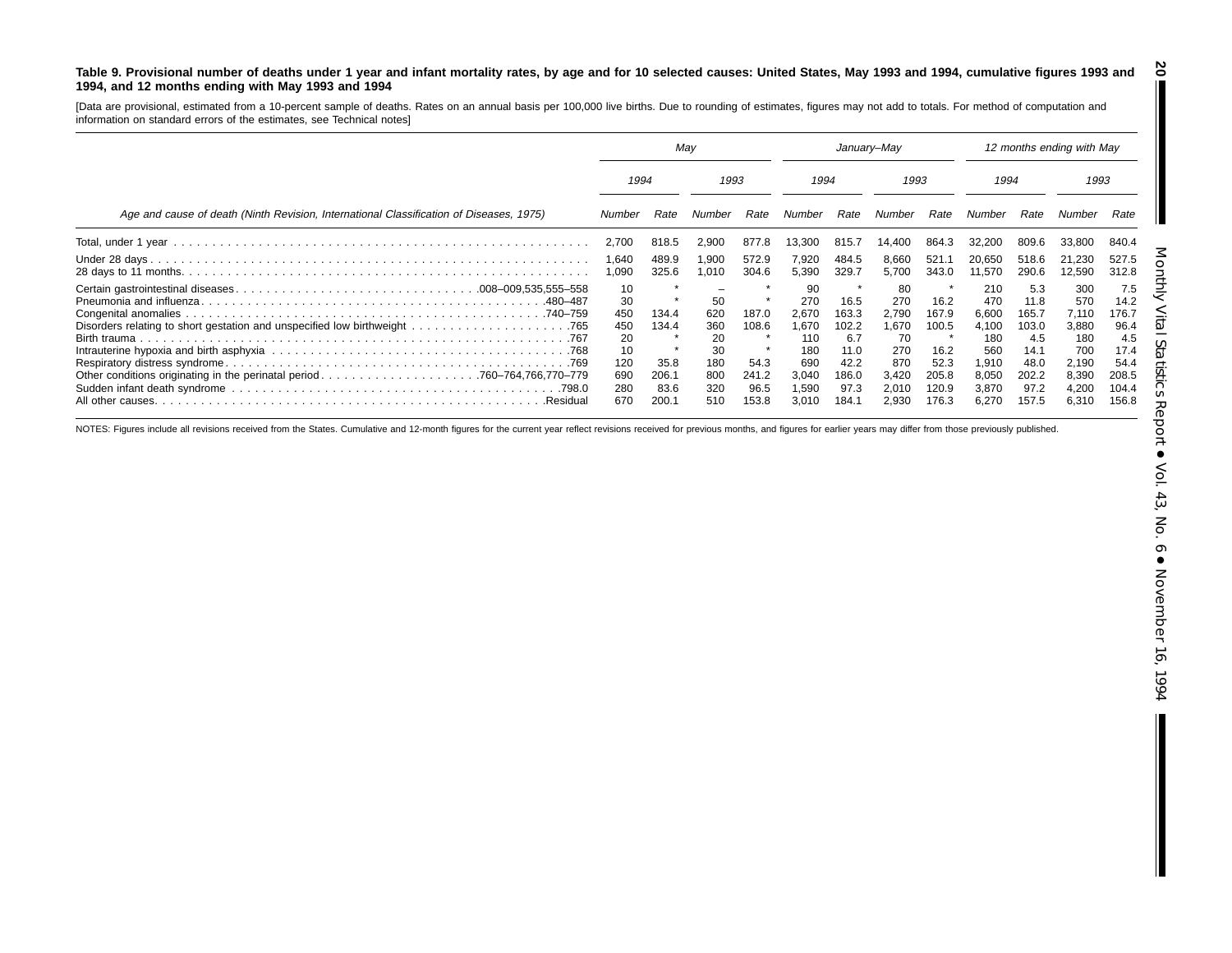**Table 9. Provisional number of deaths under 1 year and infant mortality rates, by age and for 10 selected causes: United States, May 1993 and 1994, cumulative figures 1993 and 1994, and 12 months ending with May 1993 and 1994**

[Data are provisional, estimated from a 10-percent sample of deaths. Rates on an annual basis per 100,000 live births. Due to rounding of estimates, figures may not add to totals. For method of computation and information on standard errors of the estimates, see Technical notes]

| Age and cause of death (Ninth Revision, International Classification of Diseases, 1975) | May | | | | January–May | | | | 12 months ending with May | | | |
|---|---|---|---|---|---|---|---|---|---|---|---|---|
| | 1994 | | 1993 | | 1994 | | 1993 | | 1994 | | 1993 | |
| | Number | Rate | Number | Rate | Number | Rate | Number | Rate | Number | Rate | Number | Rate |
| Total, under 1 year | 2,700 | 818.5 | 2,900 | 877.8 | 13,300 | 815.7 | 14,400 | 864.3 | 32,200 | 809.6 | 33,800 | 840.4 |
| Under 28 days | 1,640 | 489.9 | 1,900 | 572.9 | 7,920 | 484.5 | 8,660 | 521.1 | 20,650 | 518.6 | 21,230 | 527.5 |
| 28 days to 11 months | 1,090 | 325.6 | 1,010 | 304.6 | 5,390 | 329.7 | 5,700 | 343.0 | 11,570 | 290.6 | 12,590 | 312.8 |
| Certain gastrointestinal diseases 008–009,535,555–558 | 10 | * | – | * | 90 | * | 80 | * | 210 | 5.3 | 300 | 7.5 |
| Pneumonia and influenza 480–487 | 30 | * | 50 | * | 270 | 16.5 | 270 | 16.2 | 470 | 11.8 | 570 | 14.2 |
| Congenital anomalies 740–759 | 450 | 134.4 | 620 | 187.0 | 2,670 | 163.3 | 2,790 | 167.9 | 6,600 | 165.7 | 7,110 | 176.7 |
| Disorders relating to short gestation and unspecified low birthweight 765 | 450 | 134.4 | 360 | 108.6 | 1,670 | 102.2 | 1,670 | 100.5 | 4,100 | 103.0 | 3,880 | 96.4 |
| Birth trauma 767 | 20 | * | 20 | * | 110 | 6.7 | 70 | * | 180 | 4.5 | 180 | 4.5 |
| Intrauterine hypoxia and birth asphyxia 768 | 10 | * | 30 | * | 180 | 11.0 | 270 | 16.2 | 560 | 14.1 | 700 | 17.4 |
| Respiratory distress syndrome 769 | 120 | 35.8 | 180 | 54.3 | 690 | 42.2 | 870 | 52.3 | 1,910 | 48.0 | 2,190 | 54.4 |
| Other conditions originating in the perinatal period 760–764,766,770–779 | 690 | 206.1 | 800 | 241.2 | 3,040 | 186.0 | 3,420 | 205.8 | 8,050 | 202.2 | 8,390 | 208.5 |
| Sudden infant death syndrome 798.0 | 280 | 83.6 | 320 | 96.5 | 1,590 | 97.3 | 2,010 | 120.9 | 3,870 | 97.2 | 4,200 | 104.4 |
| All other causes Residual | 670 | 200.1 | 510 | 153.8 | 3,010 | 184.1 | 2,930 | 176.3 | 6,270 | 157.5 | 6,310 | 156.8 |

NOTES: Figures include all revisions received from the States. Cumulative and 12-month figures for the current year reflect revisions received for previous months, and figures for earlier years may differ from those previously published.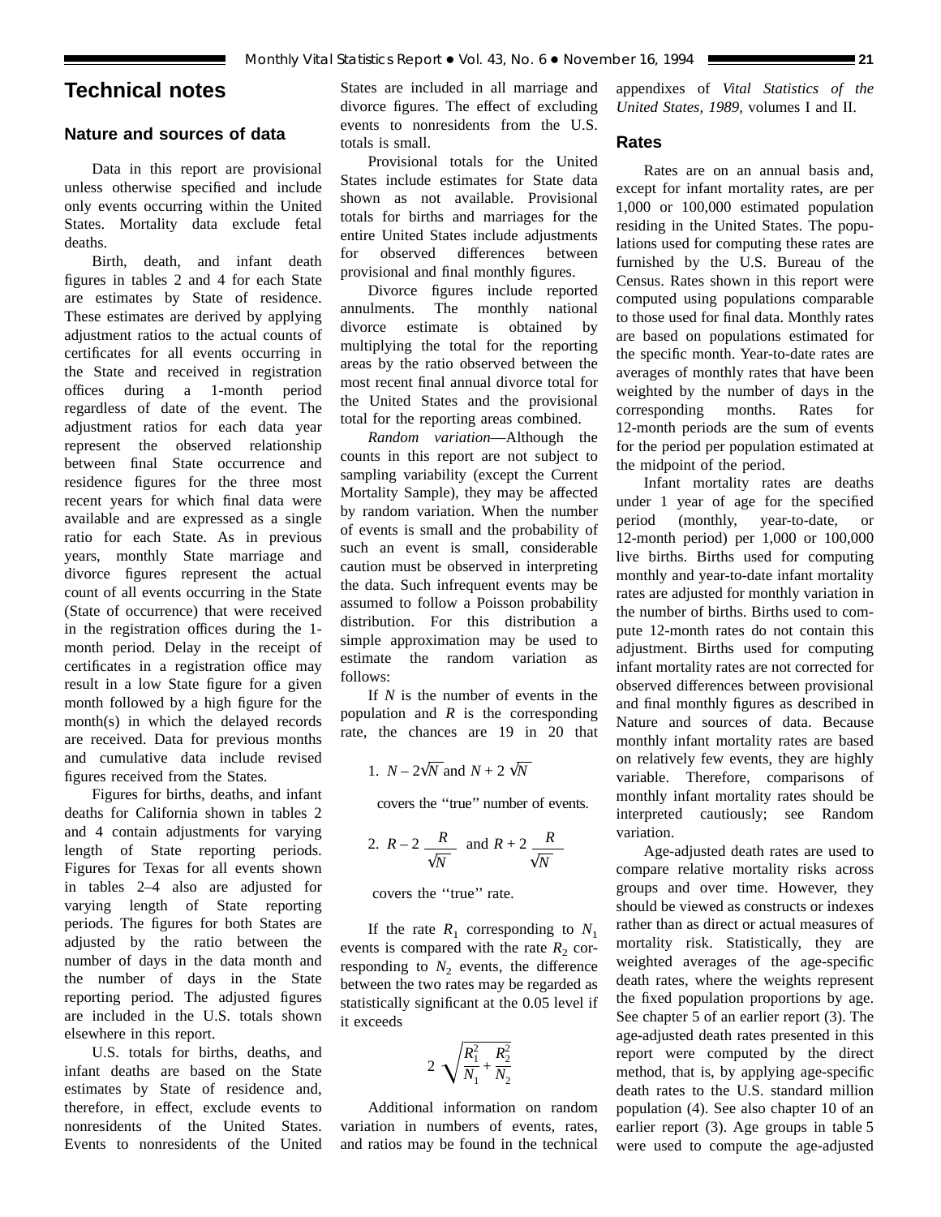# Technical notes

## Nature and sources of data

Data in this report are provisional unless otherwise specified and include only events occurring within the United States. Mortality data exclude fetal deaths.

Birth, death, and infant death figures in tables 2 and 4 for each State are estimates by State of residence. These estimates are derived by applying adjustment ratios to the actual counts of certificates for all events occurring in the State and received in registration offices during a 1-month period regardless of date of the event. The adjustment ratios for each data year represent the observed relationship between final State occurrence and residence figures for the three most recent years for which final data were available and are expressed as a single ratio for each State. As in previous years, monthly State marriage and divorce figures represent the actual count of all events occurring in the State (State of occurrence) that were received in the registration offices during the 1-month period. Delay in the receipt of certificates in a registration office may result in a low State figure for a given month followed by a high figure for the month(s) in which the delayed records are received. Data for previous months and cumulative data include revised figures received from the States.

Figures for births, deaths, and infant deaths for California shown in tables 2 and 4 contain adjustments for varying length of State reporting periods. Figures for Texas for all events shown in tables 2–4 also are adjusted for varying length of State reporting periods. The figures for both States are adjusted by the ratio between the number of days in the data month and the number of days in the State reporting period. The adjusted figures are included in the U.S. totals shown elsewhere in this report.

U.S. totals for births, deaths, and infant deaths are based on the State estimates by State of residence and, therefore, in effect, exclude events to nonresidents of the United States. Events to nonresidents of the United States are included in all marriage and divorce figures. The effect of excluding events to nonresidents from the U.S. totals is small.

Provisional totals for the United States include estimates for State data shown as not available. Provisional totals for births and marriages for the entire United States include adjustments for observed differences between provisional and final monthly figures.

Divorce figures include reported annulments. The monthly national divorce estimate is obtained by multiplying the total for the reporting areas by the ratio observed between the most recent final annual divorce total for the United States and the provisional total for the reporting areas combined.

*Random variation*—Although the counts in this report are not subject to sampling variability (except the Current Mortality Sample), they may be affected by random variation. When the number of events is small and the probability of such an event is small, considerable caution must be observed in interpreting the data. Such infrequent events may be assumed to follow a Poisson probability distribution. For this distribution a simple approximation may be used to estimate the random variation as follows:

If $N$ is the number of events in the population and $R$ is the corresponding rate, the chances are 19 in 20 that

1. $N - 2\sqrt{N}$ and $N + 2\sqrt{N}$

covers the ''true'' number of events.

2. $R - 2\dfrac{R}{\sqrt{N}}$ and $R + 2\dfrac{R}{\sqrt{N}}$

covers the ''true'' rate.

If the rate $R_1$ corresponding to $N_1$ events is compared with the rate $R_2$ corresponding to $N_2$ events, the difference between the two rates may be regarded as statistically significant at the 0.05 level if it exceeds

$$2\sqrt{\frac{R_1^2}{N_1} + \frac{R_2^2}{N_2}}$$

Additional information on random variation in numbers of events, rates, and ratios may be found in the technical appendixes of *Vital Statistics of the United States, 1989*, volumes I and II.

## Rates

Rates are on an annual basis and, except for infant mortality rates, are per 1,000 or 100,000 estimated population residing in the United States. The populations used for computing these rates are furnished by the U.S. Bureau of the Census. Rates shown in this report were computed using populations comparable to those used for final data. Monthly rates are based on populations estimated for the specific month. Year-to-date rates are averages of monthly rates that have been weighted by the number of days in the corresponding months. Rates for 12-month periods are the sum of events for the period per population estimated at the midpoint of the period.

Infant mortality rates are deaths under 1 year of age for the specified period (monthly, year-to-date, or 12-month period) per 1,000 or 100,000 live births. Births used for computing monthly and year-to-date infant mortality rates are adjusted for monthly variation in the number of births. Births used to compute 12-month rates do not contain this adjustment. Births used for computing infant mortality rates are not corrected for observed differences between provisional and final monthly figures as described in Nature and sources of data. Because monthly infant mortality rates are based on relatively few events, they are highly variable. Therefore, comparisons of monthly infant mortality rates should be interpreted cautiously; see Random variation.

Age-adjusted death rates are used to compare relative mortality risks across groups and over time. However, they should be viewed as constructs or indexes rather than as direct or actual measures of mortality risk. Statistically, they are weighted averages of the age-specific death rates, where the weights represent the fixed population proportions by age. See chapter 5 of an earlier report (3). The age-adjusted death rates presented in this report were computed by the direct method, that is, by applying age-specific death rates to the U.S. standard million population (4). See also chapter 10 of an earlier report (3). Age groups in table 5 were used to compute the age-adjusted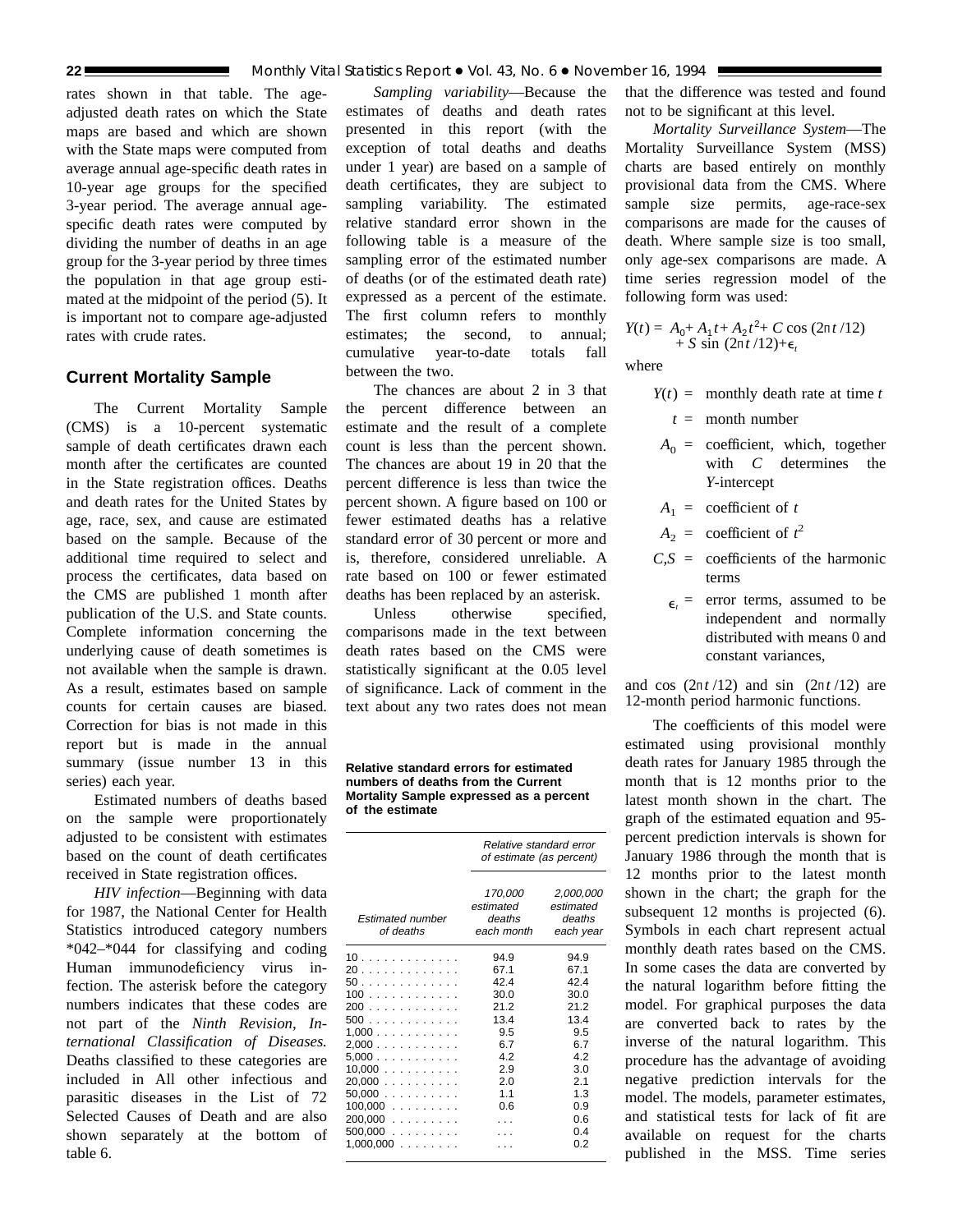rates shown in that table. The age-adjusted death rates on which the State maps are based and which are shown with the State maps were computed from average annual age-specific death rates in 10-year age groups for the specified 3-year period. The average annual age-specific death rates were computed by dividing the number of deaths in an age group for the 3-year period by three times the population in that age group estimated at the midpoint of the period (5). It is important not to compare age-adjusted rates with crude rates.

## Current Mortality Sample

The Current Mortality Sample (CMS) is a 10-percent systematic sample of death certificates drawn each month after the certificates are counted in the State registration offices. Deaths and death rates for the United States by age, race, sex, and cause are estimated based on the sample. Because of the additional time required to select and process the certificates, data based on the CMS are published 1 month after publication of the U.S. and State counts. Complete information concerning the underlying cause of death sometimes is not available when the sample is drawn. As a result, estimates based on sample counts for certain causes are biased. Correction for bias is not made in this report but is made in the annual summary (issue number 13 in this series) each year.

Estimated numbers of deaths based on the sample were proportionately adjusted to be consistent with estimates based on the count of death certificates received in State registration offices.

*HIV infection*—Beginning with data for 1987, the National Center for Health Statistics introduced category numbers *042–*044 for classifying and coding Human immunodeficiency virus infection. The asterisk before the category numbers indicates that these codes are not part of the *Ninth Revision, International Classification of Diseases.* Deaths classified to these categories are included in All other infectious and parasitic diseases in the List of 72 Selected Causes of Death and are also shown separately at the bottom of table 6.

*Sampling variability*—Because the estimates of deaths and death rates presented in this report (with the exception of total deaths and deaths under 1 year) are based on a sample of death certificates, they are subject to sampling variability. The estimated relative standard error shown in the following table is a measure of the sampling error of the estimated number of deaths (or of the estimated death rate) expressed as a percent of the estimate. The first column refers to monthly estimates; the second, to annual; cumulative year-to-date totals fall between the two.

The chances are about 2 in 3 that the percent difference between an estimate and the result of a complete count is less than the percent shown. The chances are about 19 in 20 that the percent difference is less than twice the percent shown. A figure based on 100 or fewer estimated deaths has a relative standard error of 30 percent or more and is, therefore, considered unreliable. A rate based on 100 or fewer estimated deaths has been replaced by an asterisk.

Unless otherwise specified, comparisons made in the text between death rates based on the CMS were statistically significant at the 0.05 level of significance. Lack of comment in the text about any two rates does not mean that the difference was tested and found not to be significant at this level.

**Relative standard errors for estimated numbers of deaths from the Current Mortality Sample expressed as a percent of the estimate**

| Estimated number of deaths | Relative standard error of estimate (as percent) | |
|---|---|---|
| | 170,000 estimated deaths each month | 2,000,000 estimated deaths each year |
| 10 | 94.9 | 94.9 |
| 20 | 67.1 | 67.1 |
| 50 | 42.4 | 42.4 |
| 100 | 30.0 | 30.0 |
| 200 | 21.2 | 21.2 |
| 500 | 13.4 | 13.4 |
| 1,000 | 9.5 | 9.5 |
| 2,000 | 6.7 | 6.7 |
| 5,000 | 4.2 | 4.2 |
| 10,000 | 2.9 | 3.0 |
| 20,000 | 2.0 | 2.1 |
| 50,000 | 1.1 | 1.3 |
| 100,000 | 0.6 | 0.9 |
| 200,000 | . . . | 0.6 |
| 500,000 | . . . | 0.4 |
| 1,000,000 | . . . | 0.2 |

*Mortality Surveillance System*—The Mortality Surveillance System (MSS) charts are based entirely on monthly provisional data from the CMS. Where sample size permits, age-race-sex comparisons are made for the causes of death. Where sample size is too small, only age-sex comparisons are made. A time series regression model of the following form was used:

$$Y(t) = A_0 + A_1 t + A_2 t^2 + C \cos(2\pi t/12) + S \sin(2\pi t/12) + \epsilon_t$$

where

- $Y(t)$ = monthly death rate at time $t$
- $t$ = month number
- $A_0$ = coefficient, which, together with $C$ determines the $Y$-intercept
- $A_1$ = coefficient of $t$
- $A_2$ = coefficient of $t^2$
- $C,S$ = coefficients of the harmonic terms
- $\epsilon_t$ = error terms, assumed to be independent and normally distributed with means 0 and constant variances,

and $\cos(2\pi t/12)$ and $\sin(2\pi t/12)$ are 12-month period harmonic functions.

The coefficients of this model were estimated using provisional monthly death rates for January 1985 through the month that is 12 months prior to the latest month shown in the chart. The graph of the estimated equation and 95-percent prediction intervals is shown for January 1986 through the month that is 12 months prior to the latest month shown in the chart; the graph for the subsequent 12 months is projected (6). Symbols in each chart represent actual monthly death rates based on the CMS. In some cases the data are converted by the natural logarithm before fitting the model. For graphical purposes the data are converted back to rates by the inverse of the natural logarithm. This procedure has the advantage of avoiding negative prediction intervals for the model. The models, parameter estimates, and statistical tests for lack of fit are available on request for the charts published in the MSS. Time series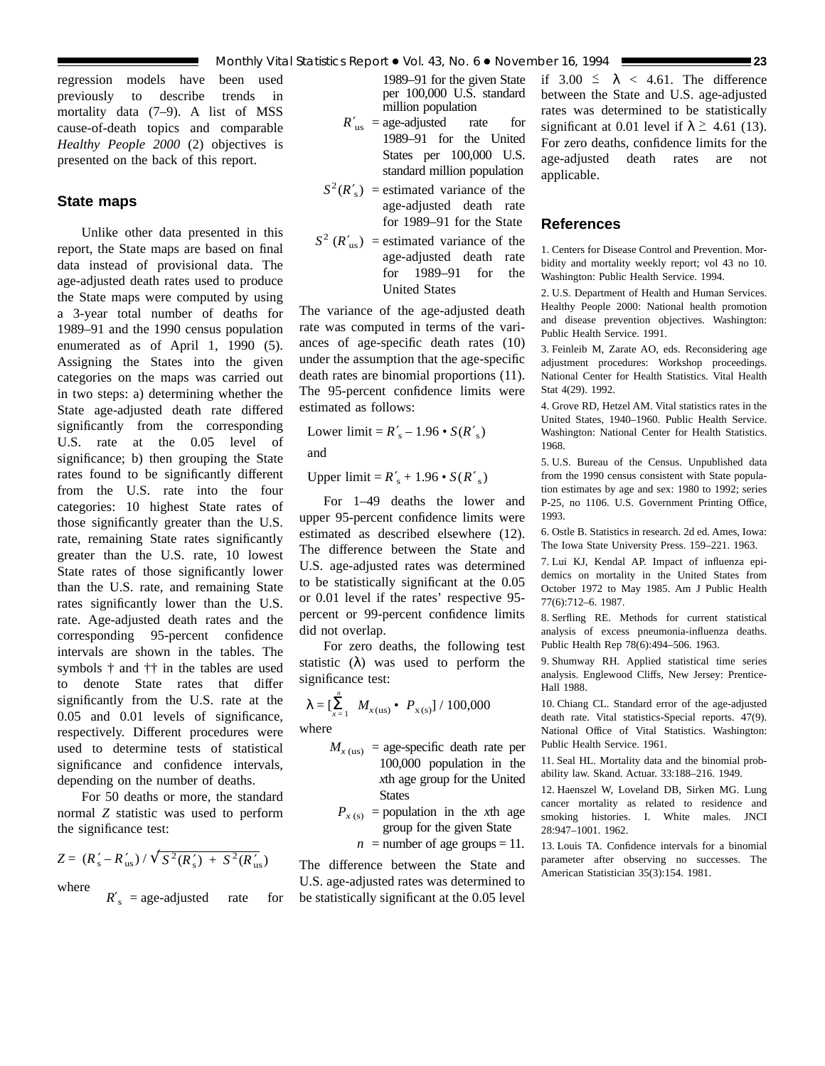regression models have been used previously to describe trends in mortality data (7–9). A list of MSS cause-of-death topics and comparable *Healthy People 2000* (2) objectives is presented on the back of this report.

## State maps

Unlike other data presented in this report, the State maps are based on final data instead of provisional data. The age-adjusted death rates used to produce the State maps were computed by using a 3-year total number of deaths for 1989–91 and the 1990 census population enumerated as of April 1, 1990 (5). Assigning the States into the given categories on the maps was carried out in two steps: a) determining whether the State age-adjusted death rate differed significantly from the corresponding U.S. rate at the 0.05 level of significance; b) then grouping the State rates found to be significantly different from the U.S. rate into the four categories: 10 highest State rates of those significantly greater than the U.S. rate, remaining State rates significantly greater than the U.S. rate, 10 lowest State rates of those significantly lower than the U.S. rate, and remaining State rates significantly lower than the U.S. rate. Age-adjusted death rates and the corresponding 95-percent confidence intervals are shown in the tables. The symbols † and †† in the tables are used to denote State rates that differ significantly from the U.S. rate at the 0.05 and 0.01 levels of significance, respectively. Different procedures were used to determine tests of statistical significance and confidence intervals, depending on the number of deaths.

For 50 deaths or more, the standard normal *Z* statistic was used to perform the significance test:

$$Z = (R'_s - R'_{us}) / \sqrt{S^2(R'_s) + S^2(R'_{us})}$$

where

$R'_s$ = age-adjusted rate for 1989–91 for the given State per 100,000 U.S. standard million population

$R'_{us}$ = age-adjusted rate for 1989–91 for the United States per 100,000 U.S. standard million population

$S^2(R'_s)$ = estimated variance of the age-adjusted death rate for 1989–91 for the State

$S^2(R'_{us})$ = estimated variance of the age-adjusted death rate for 1989–91 for the United States

The variance of the age-adjusted death rate was computed in terms of the variances of age-specific death rates (10) under the assumption that the age-specific death rates are binomial proportions (11). The 95-percent confidence limits were estimated as follows:

$$\text{Lower limit} = R'_s - 1.96 \cdot S(R'_s)$$

and

$$\text{Upper limit} = R'_s + 1.96 \cdot S(R'_s)$$

For 1–49 deaths the lower and upper 95-percent confidence limits were estimated as described elsewhere (12). The difference between the State and U.S. age-adjusted rates was determined to be statistically significant at the 0.05 or 0.01 level if the rates' respective 95-percent or 99-percent confidence limits did not overlap.

For zero deaths, the following test statistic ($\lambda$) was used to perform the significance test:

$$\lambda = [\sum_{x=1}^{n} M_{x(us)} \cdot P_{x(s)}] / 100{,}000$$

where

$M_{x(us)}$ = age-specific death rate per 100,000 population in the *x*th age group for the United States

$P_{x(s)}$ = population in the *x*th age group for the given State

$n$ = number of age groups = 11.

The difference between the State and U.S. age-adjusted rates was determined to be statistically significant at the 0.05 level if $3.00 \leq \lambda < 4.61$. The difference between the State and U.S. age-adjusted rates was determined to be statistically significant at 0.01 level if $\lambda \geq 4.61$ (13). For zero deaths, confidence limits for the age-adjusted death rates are not applicable.

## References

1. Centers for Disease Control and Prevention. Morbidity and mortality weekly report; vol 43 no 10. Washington: Public Health Service. 1994.

2. U.S. Department of Health and Human Services. Healthy People 2000: National health promotion and disease prevention objectives. Washington: Public Health Service. 1991.

3. Feinleib M, Zarate AO, eds. Reconsidering age adjustment procedures: Workshop proceedings. National Center for Health Statistics. Vital Health Stat 4(29). 1992.

4. Grove RD, Hetzel AM. Vital statistics rates in the United States, 1940–1960. Public Health Service. Washington: National Center for Health Statistics. 1968.

5. U.S. Bureau of the Census. Unpublished data from the 1990 census consistent with State population estimates by age and sex: 1980 to 1992; series P-25, no 1106. U.S. Government Printing Office, 1993.

6. Ostle B. Statistics in research. 2d ed. Ames, Iowa: The Iowa State University Press. 159–221. 1963.

7. Lui KJ, Kendal AP. Impact of influenza epidemics on mortality in the United States from October 1972 to May 1985. Am J Public Health 77(6):712–6. 1987.

8. Serfling RE. Methods for current statistical analysis of excess pneumonia-influenza deaths. Public Health Rep 78(6):494–506. 1963.

9. Shumway RH. Applied statistical time series analysis. Englewood Cliffs, New Jersey: Prentice-Hall 1988.

10. Chiang CL. Standard error of the age-adjusted death rate. Vital statistics-Special reports. 47(9). National Office of Vital Statistics. Washington: Public Health Service. 1961.

11. Seal HL. Mortality data and the binomial probability law. Skand. Actuar. 33:188–216. 1949.

12. Haenszel W, Loveland DB, Sirken MG. Lung cancer mortality as related to residence and smoking histories. I. White males. JNCI 28:947–1001. 1962.

13. Louis TA. Confidence intervals for a binomial parameter after observing no successes. The American Statistician 35(3):154. 1981.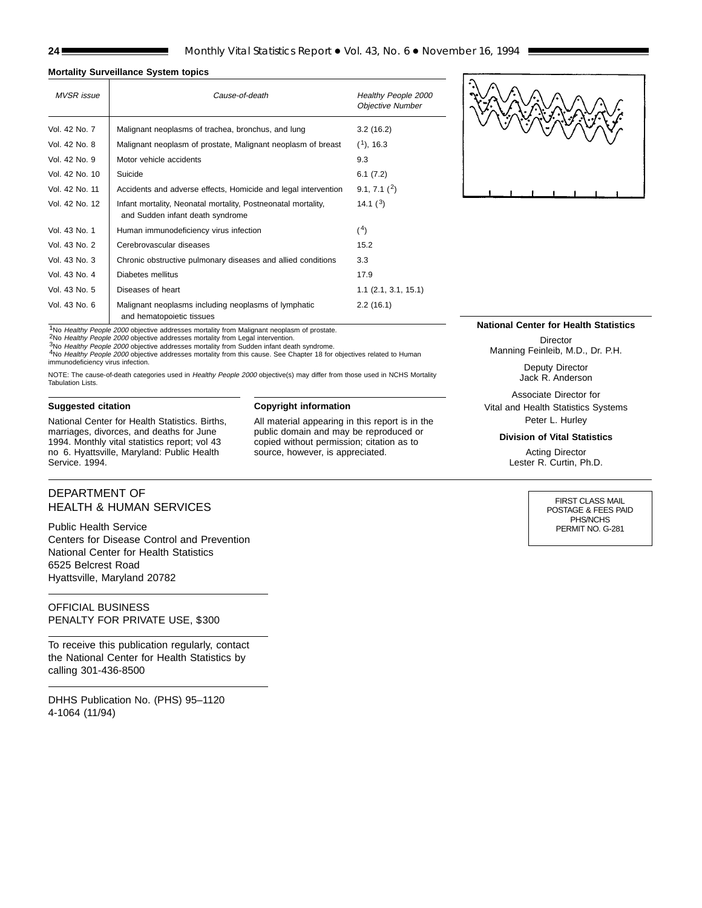**Mortality Surveillance System topics**

| MVSR issue | Cause-of-death | Healthy People 2000 Objective Number |
|---|---|---|
| Vol. 42 No. 7 | Malignant neoplasms of trachea, bronchus, and lung | 3.2 (16.2) |
| Vol. 42 No. 8 | Malignant neoplasm of prostate, Malignant neoplasm of breast | ([1]), 16.3 |
| Vol. 42 No. 9 | Motor vehicle accidents | 9.3 |
| Vol. 42 No. 10 | Suicide | 6.1 (7.2) |
| Vol. 42 No. 11 | Accidents and adverse effects, Homicide and legal intervention | 9.1, 7.1 ([2]) |
| Vol. 42 No. 12 | Infant mortality, Neonatal mortality, Postneonatal mortality, and Sudden infant death syndrome | 14.1 ([3]) |
| Vol. 43 No. 1 | Human immunodeficiency virus infection | ([4]) |
| Vol. 43 No. 2 | Cerebrovascular diseases | 15.2 |
| Vol. 43 No. 3 | Chronic obstructive pulmonary diseases and allied conditions | 3.3 |
| Vol. 43 No. 4 | Diabetes mellitus | 17.9 |
| Vol. 43 No. 5 | Diseases of heart | 1.1 (2.1, 3.1, 15.1) |
| Vol. 43 No. 6 | Malignant neoplasms including neoplasms of lymphatic and hematopoietic tissues | 2.2 (16.1) |

[1]No *Healthy People 2000* objective addresses mortality from Malignant neoplasm of prostate.
[2]No *Healthy People 2000* objective addresses mortality from Legal intervention.
[3]No *Healthy People 2000* objective addresses mortality from Sudden infant death syndrome.
[4]No *Healthy People 2000* objective addresses mortality from this cause. See Chapter 18 for objectives related to Human immunodeficiency virus infection.

NOTE: The cause-of-death categories used in *Healthy People 2000* objective(s) may differ from those used in NCHS Mortality Tabulation Lists.

**Suggested citation**

National Center for Health Statistics. Births, marriages, divorces, and deaths for June 1994. Monthly vital statistics report; vol 43 no 6. Hyattsville, Maryland: Public Health Service. 1994.

**Copyright information**

All material appearing in this report is in the public domain and may be reproduced or copied without permission; citation as to source, however, is appreciated.

**National Center for Health Statistics**

Director
Manning Feinleib, M.D., Dr. P.H.

Deputy Director
Jack R. Anderson

Associate Director for
Vital and Health Statistics Systems
Peter L. Hurley

**Division of Vital Statistics**

Acting Director
Lester R. Curtin, Ph.D.

DEPARTMENT OF
HEALTH & HUMAN SERVICES

Public Health Service
Centers for Disease Control and Prevention
National Center for Health Statistics
6525 Belcrest Road
Hyattsville, Maryland 20782

OFFICIAL BUSINESS
PENALTY FOR PRIVATE USE, $300

To receive this publication regularly, contact the National Center for Health Statistics by calling 301-436-8500

DHHS Publication No. (PHS) 95–1120
4-1064 (11/94)

FIRST CLASS MAIL
POSTAGE & FEES PAID
PHS/NCHS
PERMIT NO. G-281